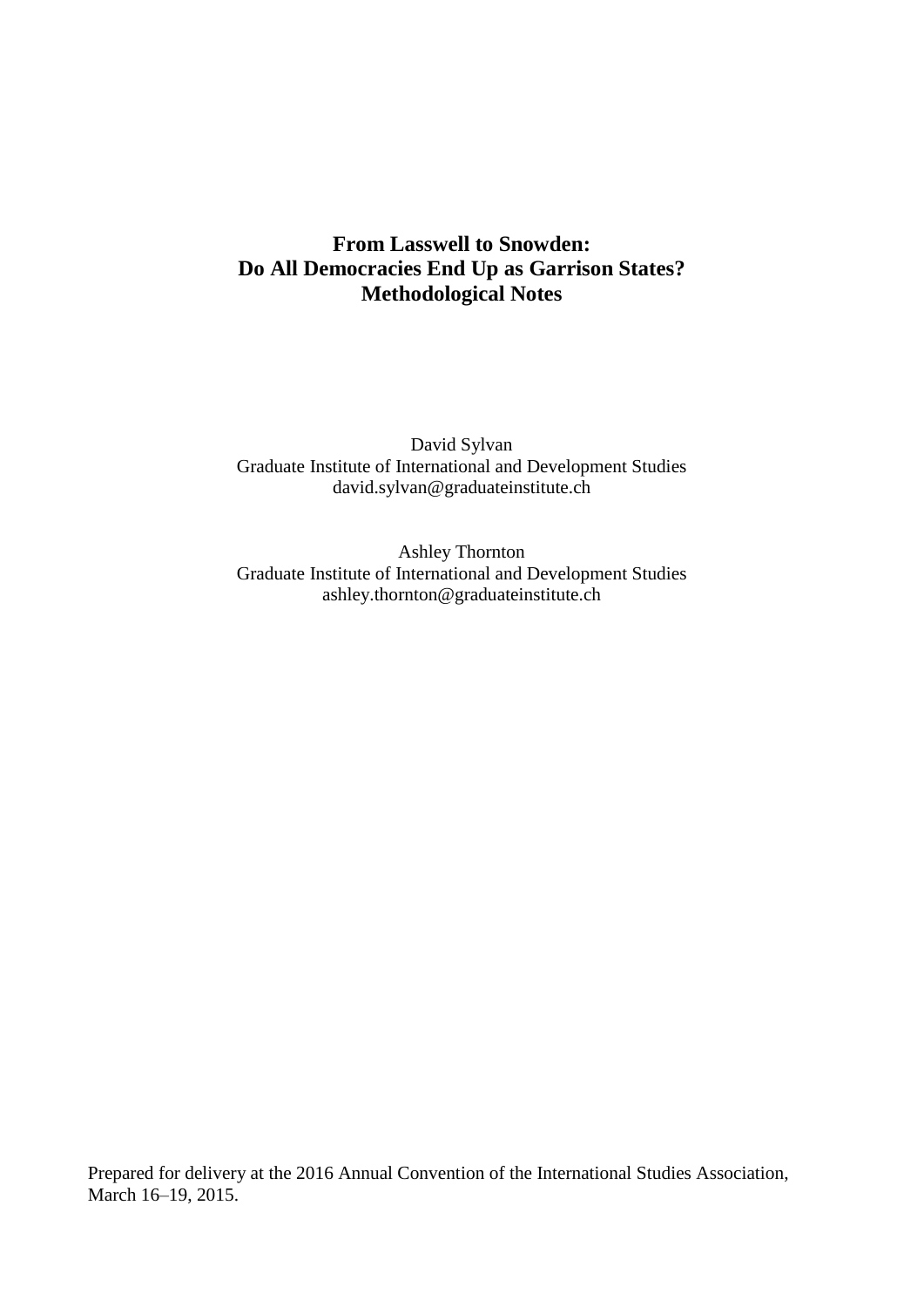# From Lasswell to Snowden: Do All Democracies End Up as Garrison States? Methodological Notes

David Sylvan
Graduate Institute of International and Development Studies
david.sylvan@graduateinstitute.ch

Ashley Thornton
Graduate Institute of International and Development Studies
ashley.thornton@graduateinstitute.ch

Prepared for delivery at the 2016 Annual Convention of the International Studies Association, March 16–19, 2015.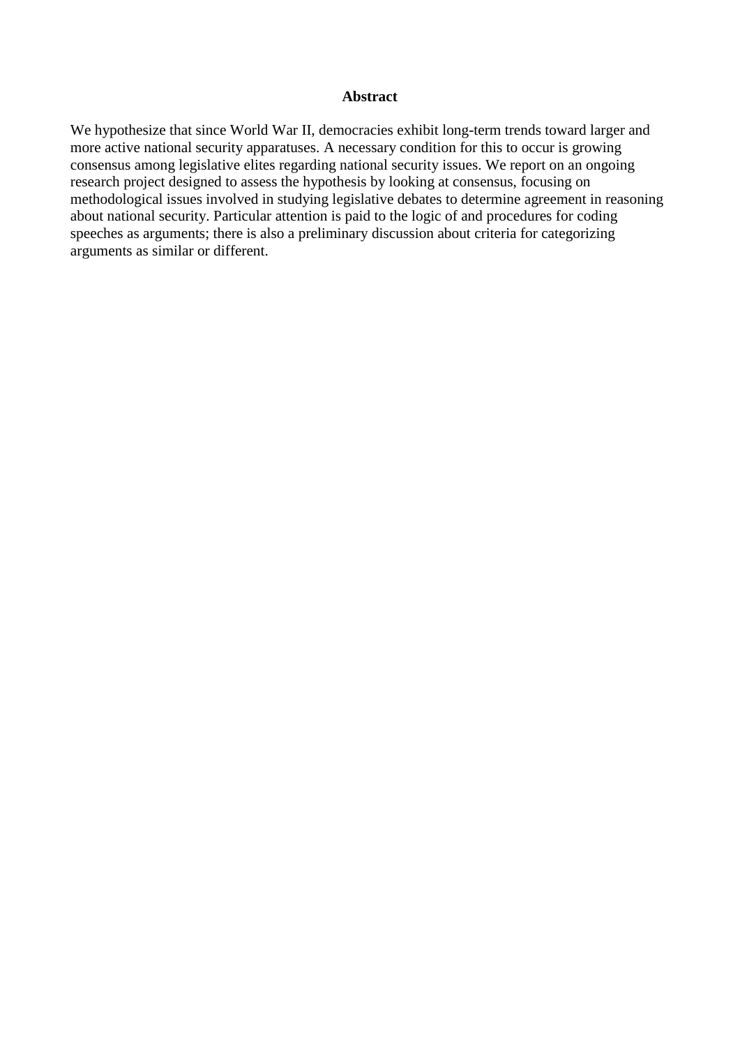## Abstract

We hypothesize that since World War II, democracies exhibit long-term trends toward larger and more active national security apparatuses. A necessary condition for this to occur is growing consensus among legislative elites regarding national security issues. We report on an ongoing research project designed to assess the hypothesis by looking at consensus, focusing on methodological issues involved in studying legislative debates to determine agreement in reasoning about national security. Particular attention is paid to the logic of and procedures for coding speeches as arguments; there is also a preliminary discussion about criteria for categorizing arguments as similar or different.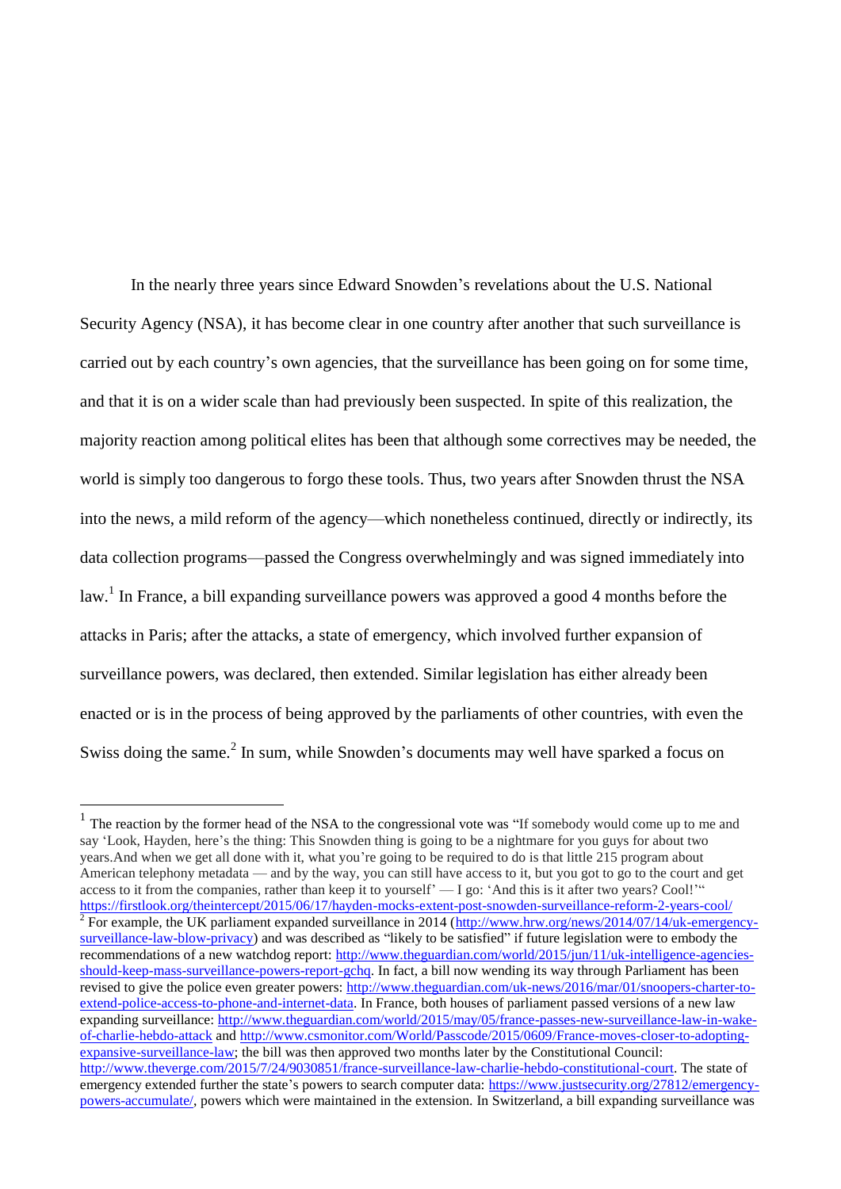In the nearly three years since Edward Snowden's revelations about the U.S. National Security Agency (NSA), it has become clear in one country after another that such surveillance is carried out by each country's own agencies, that the surveillance has been going on for some time, and that it is on a wider scale than had previously been suspected. In spite of this realization, the majority reaction among political elites has been that although some correctives may be needed, the world is simply too dangerous to forgo these tools. Thus, two years after Snowden thrust the NSA into the news, a mild reform of the agency—which nonetheless continued, directly or indirectly, its data collection programs—passed the Congress overwhelmingly and was signed immediately into law.[1] In France, a bill expanding surveillance powers was approved a good 4 months before the attacks in Paris; after the attacks, a state of emergency, which involved further expansion of surveillance powers, was declared, then extended. Similar legislation has either already been enacted or is in the process of being approved by the parliaments of other countries, with even the Swiss doing the same.[2] In sum, while Snowden's documents may well have sparked a focus on

---

[1] The reaction by the former head of the NSA to the congressional vote was "If somebody would come up to me and say 'Look, Hayden, here's the thing: This Snowden thing is going to be a nightmare for you guys for about two years.And when we get all done with it, what you're going to be required to do is that little 215 program about American telephony metadata — and by the way, you can still have access to it, but you got to go to the court and get access to it from the companies, rather than keep it to yourself' — I go: 'And this is it after two years? Cool!'" https://firstlook.org/theintercept/2015/06/17/hayden-mocks-extent-post-snowden-surveillance-reform-2-years-cool/

[2] For example, the UK parliament expanded surveillance in 2014 (http://www.hrw.org/news/2014/07/14/uk-emergency-surveillance-law-blow-privacy) and was described as "likely to be satisfied" if future legislation were to embody the recommendations of a new watchdog report: http://www.theguardian.com/world/2015/jun/11/uk-intelligence-agencies-should-keep-mass-surveillance-powers-report-gchq. In fact, a bill now wending its way through Parliament has been revised to give the police even greater powers: http://www.theguardian.com/uk-news/2016/mar/01/snoopers-charter-to-extend-police-access-to-phone-and-internet-data. In France, both houses of parliament passed versions of a new law expanding surveillance: http://www.theguardian.com/world/2015/may/05/france-passes-new-surveillance-law-in-wake-of-charlie-hebdo-attack and http://www.csmonitor.com/World/Passcode/2015/0609/France-moves-closer-to-adopting-expansive-surveillance-law; the bill was then approved two months later by the Constitutional Council: http://www.theverge.com/2015/7/24/9030851/france-surveillance-law-charlie-hebdo-constitutional-court. The state of emergency extended further the state's powers to search computer data: https://www.justsecurity.org/27812/emergency-powers-accumulate/, powers which were maintained in the extension. In Switzerland, a bill expanding surveillance was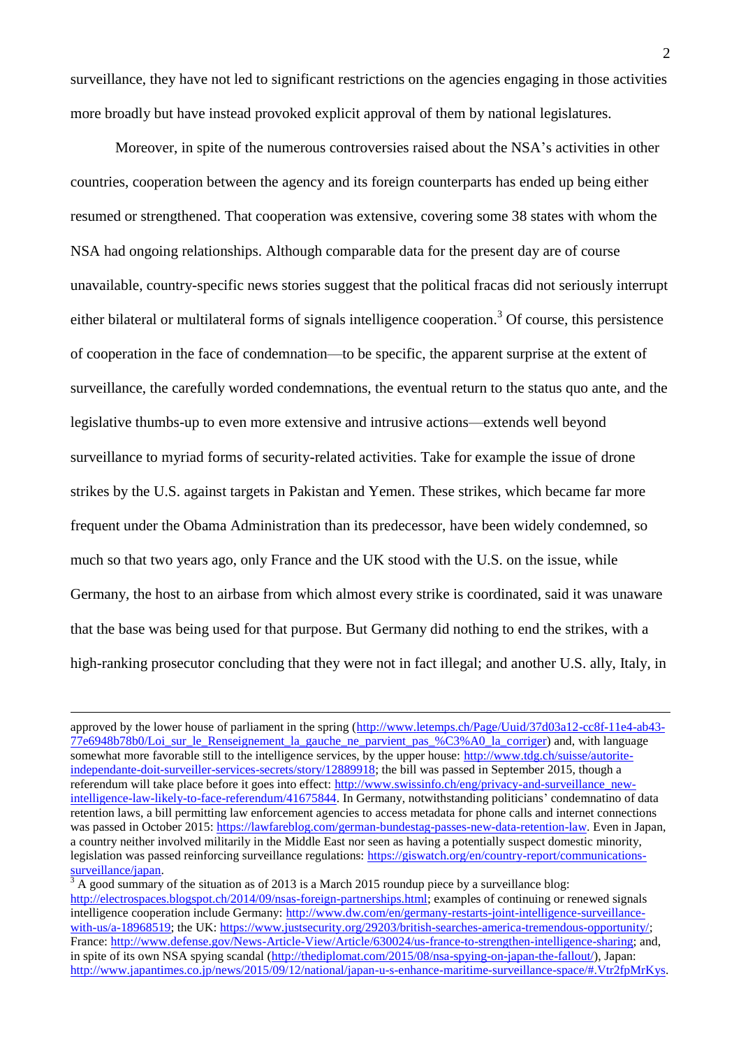surveillance, they have not led to significant restrictions on the agencies engaging in those activities more broadly but have instead provoked explicit approval of them by national legislatures.

Moreover, in spite of the numerous controversies raised about the NSA's activities in other countries, cooperation between the agency and its foreign counterparts has ended up being either resumed or strengthened. That cooperation was extensive, covering some 38 states with whom the NSA had ongoing relationships. Although comparable data for the present day are of course unavailable, country-specific news stories suggest that the political fracas did not seriously interrupt either bilateral or multilateral forms of signals intelligence cooperation.[3] Of course, this persistence of cooperation in the face of condemnation—to be specific, the apparent surprise at the extent of surveillance, the carefully worded condemnations, the eventual return to the status quo ante, and the legislative thumbs-up to even more extensive and intrusive actions—extends well beyond surveillance to myriad forms of security-related activities. Take for example the issue of drone strikes by the U.S. against targets in Pakistan and Yemen. These strikes, which became far more frequent under the Obama Administration than its predecessor, have been widely condemned, so much so that two years ago, only France and the UK stood with the U.S. on the issue, while Germany, the host to an airbase from which almost every strike is coordinated, said it was unaware that the base was being used for that purpose. But Germany did nothing to end the strikes, with a high-ranking prosecutor concluding that they were not in fact illegal; and another U.S. ally, Italy, in

---

approved by the lower house of parliament in the spring (http://www.letemps.ch/Page/Uuid/37d03a12-cc8f-11e4-ab43-77e6948b78b0/Loi_sur_le_Renseignement_la_gauche_ne_parvient_pas_%C3%A0_la_corriger) and, with language somewhat more favorable still to the intelligence services, by the upper house: http://www.tdg.ch/suisse/autorite-independante-doit-surveiller-services-secrets/story/12889918; the bill was passed in September 2015, though a referendum will take place before it goes into effect: http://www.swissinfo.ch/eng/privacy-and-surveillance_new-intelligence-law-likely-to-face-referendum/41675844. In Germany, notwithstanding politicians' condemnatino of data retention laws, a bill permitting law enforcement agencies to access metadata for phone calls and internet connections was passed in October 2015: https://lawfareblog.com/german-bundestag-passes-new-data-retention-law. Even in Japan, a country neither involved militarily in the Middle East nor seen as having a potentially suspect domestic minority, legislation was passed reinforcing surveillance regulations: https://giswatch.org/en/country-report/communications-surveillance/japan.

[3] A good summary of the situation as of 2013 is a March 2015 roundup piece by a surveillance blog: http://electrospaces.blogspot.ch/2014/09/nsas-foreign-partnerships.html; examples of continuing or renewed signals intelligence cooperation include Germany: http://www.dw.com/en/germany-restarts-joint-intelligence-surveillance-with-us/a-18968519; the UK: https://www.justsecurity.org/29203/british-searches-america-tremendous-opportunity/; France: http://www.defense.gov/News-Article-View/Article/630024/us-france-to-strengthen-intelligence-sharing; and, in spite of its own NSA spying scandal (http://thediplomat.com/2015/08/nsa-spying-on-japan-the-fallout/), Japan: http://www.japantimes.co.jp/news/2015/09/12/national/japan-u-s-enhance-maritime-surveillance-space/#.Vtr2fpMrKys.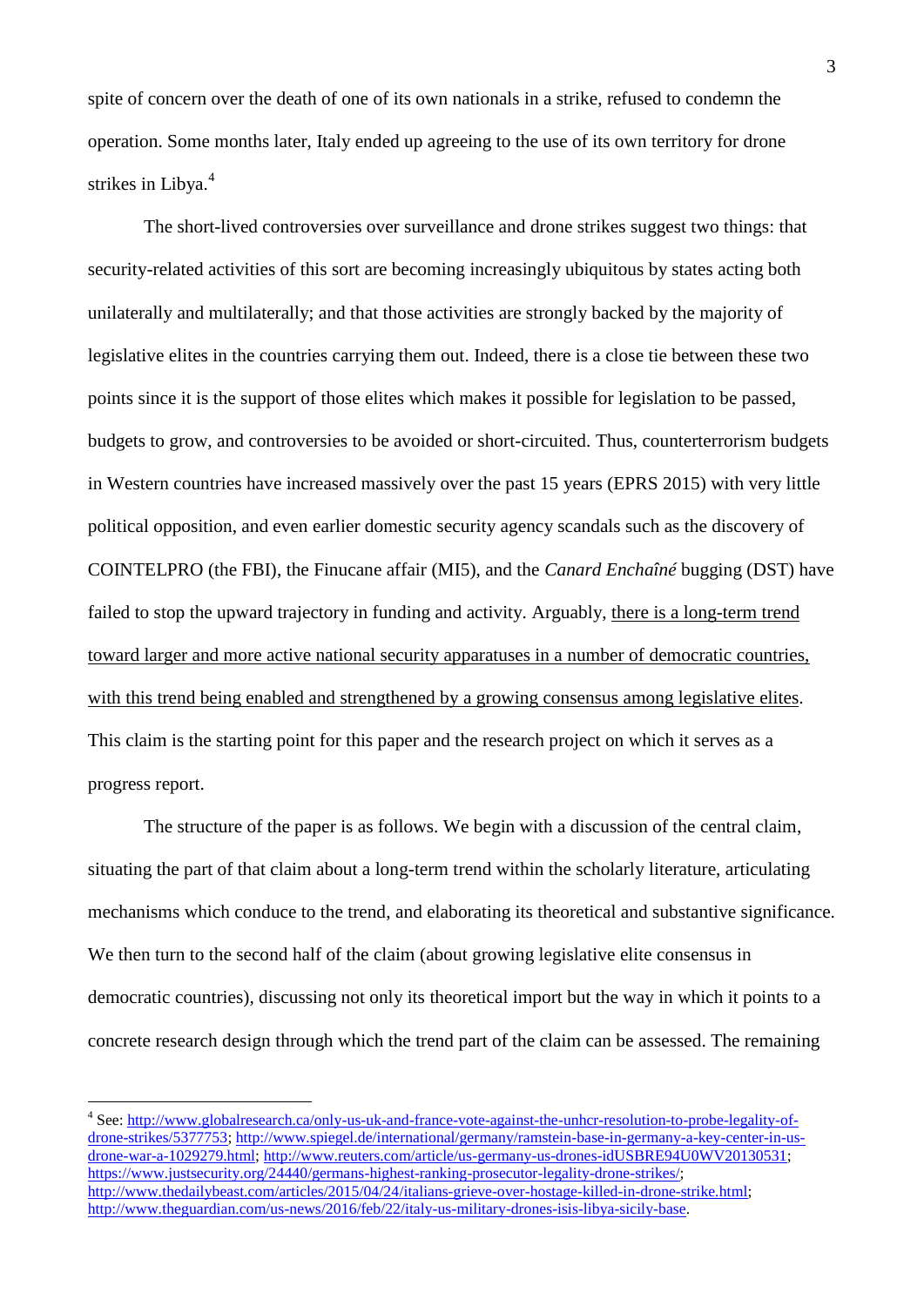spite of concern over the death of one of its own nationals in a strike, refused to condemn the operation. Some months later, Italy ended up agreeing to the use of its own territory for drone strikes in Libya.[4]

The short-lived controversies over surveillance and drone strikes suggest two things: that security-related activities of this sort are becoming increasingly ubiquitous by states acting both unilaterally and multilaterally; and that those activities are strongly backed by the majority of legislative elites in the countries carrying them out. Indeed, there is a close tie between these two points since it is the support of those elites which makes it possible for legislation to be passed, budgets to grow, and controversies to be avoided or short-circuited. Thus, counterterrorism budgets in Western countries have increased massively over the past 15 years (EPRS 2015) with very little political opposition, and even earlier domestic security agency scandals such as the discovery of COINTELPRO (the FBI), the Finucane affair (MI5), and the *Canard Enchaîné* bugging (DST) have failed to stop the upward trajectory in funding and activity. Arguably, <u>there is a long-term trend toward larger and more active national security apparatuses in a number of democratic countries, with this trend being enabled and strengthened by a growing consensus among legislative elites</u>. This claim is the starting point for this paper and the research project on which it serves as a progress report.

The structure of the paper is as follows. We begin with a discussion of the central claim, situating the part of that claim about a long-term trend within the scholarly literature, articulating mechanisms which conduce to the trend, and elaborating its theoretical and substantive significance. We then turn to the second half of the claim (about growing legislative elite consensus in democratic countries), discussing not only its theoretical import but the way in which it points to a concrete research design through which the trend part of the claim can be assessed. The remaining

---

[4] See: http://www.globalresearch.ca/only-us-uk-and-france-vote-against-the-unhcr-resolution-to-probe-legality-of-drone-strikes/5377753; http://www.spiegel.de/international/germany/ramstein-base-in-germany-a-key-center-in-us-drone-war-a-1029279.html; http://www.reuters.com/article/us-germany-us-drones-idUSBRE94U0WV20130531; https://www.justsecurity.org/24440/germans-highest-ranking-prosecutor-legality-drone-strikes/; http://www.thedailybeast.com/articles/2015/04/24/italians-grieve-over-hostage-killed-in-drone-strike.html; http://www.theguardian.com/us-news/2016/feb/22/italy-us-military-drones-isis-libya-sicily-base.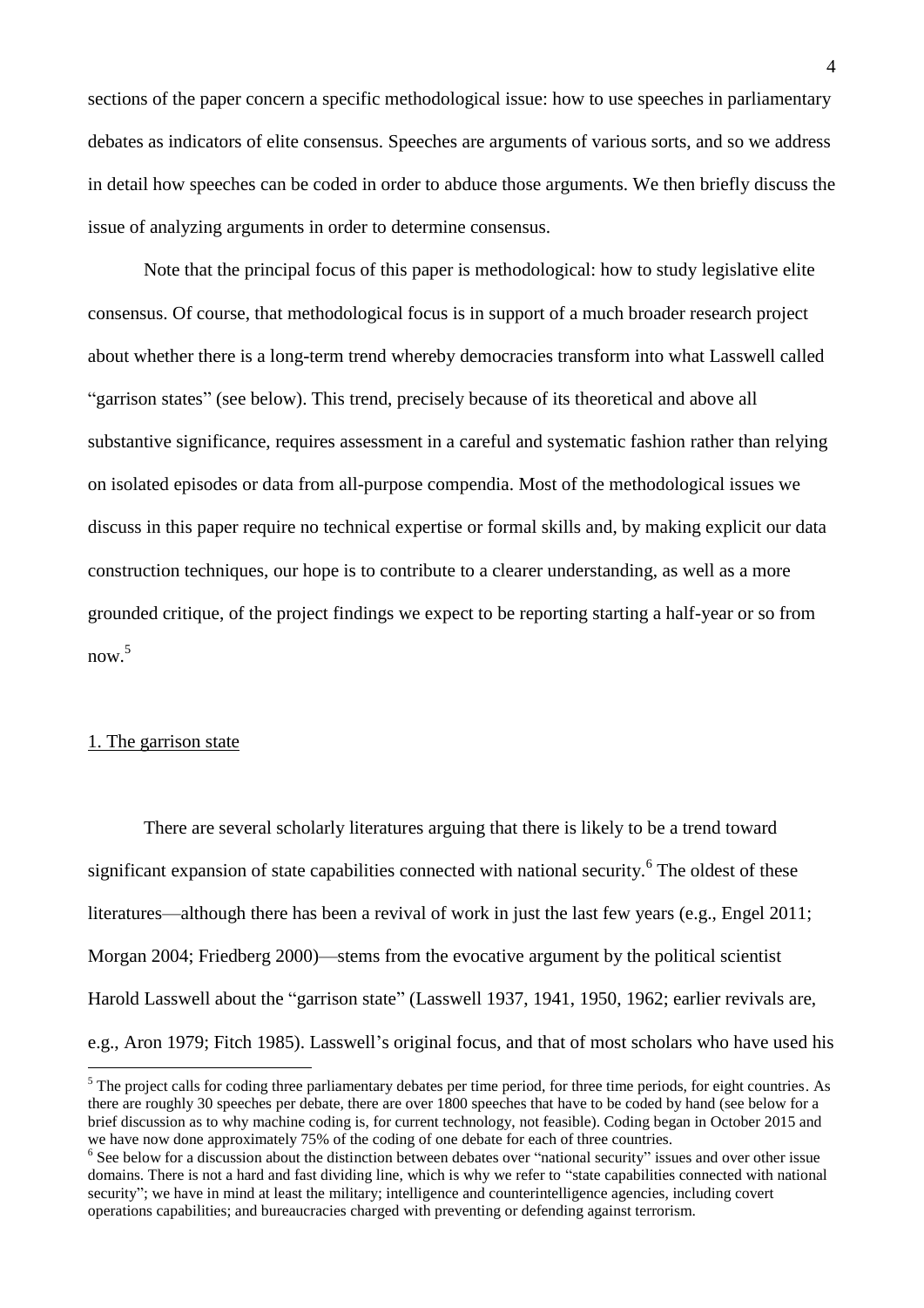sections of the paper concern a specific methodological issue: how to use speeches in parliamentary debates as indicators of elite consensus. Speeches are arguments of various sorts, and so we address in detail how speeches can be coded in order to abduce those arguments. We then briefly discuss the issue of analyzing arguments in order to determine consensus.

Note that the principal focus of this paper is methodological: how to study legislative elite consensus. Of course, that methodological focus is in support of a much broader research project about whether there is a long-term trend whereby democracies transform into what Lasswell called "garrison states" (see below). This trend, precisely because of its theoretical and above all substantive significance, requires assessment in a careful and systematic fashion rather than relying on isolated episodes or data from all-purpose compendia. Most of the methodological issues we discuss in this paper require no technical expertise or formal skills and, by making explicit our data construction techniques, our hope is to contribute to a clearer understanding, as well as a more grounded critique, of the project findings we expect to be reporting starting a half-year or so from now.[5]

## 1. The garrison state

There are several scholarly literatures arguing that there is likely to be a trend toward significant expansion of state capabilities connected with national security.[6] The oldest of these literatures—although there has been a revival of work in just the last few years (e.g., Engel 2011; Morgan 2004; Friedberg 2000)—stems from the evocative argument by the political scientist Harold Lasswell about the "garrison state" (Lasswell 1937, 1941, 1950, 1962; earlier revivals are, e.g., Aron 1979; Fitch 1985). Lasswell's original focus, and that of most scholars who have used his

[5] The project calls for coding three parliamentary debates per time period, for three time periods, for eight countries. As there are roughly 30 speeches per debate, there are over 1800 speeches that have to be coded by hand (see below for a brief discussion as to why machine coding is, for current technology, not feasible). Coding began in October 2015 and we have now done approximately 75% of the coding of one debate for each of three countries.

[6] See below for a discussion about the distinction between debates over "national security" issues and over other issue domains. There is not a hard and fast dividing line, which is why we refer to "state capabilities connected with national security"; we have in mind at least the military; intelligence and counterintelligence agencies, including covert operations capabilities; and bureaucracies charged with preventing or defending against terrorism.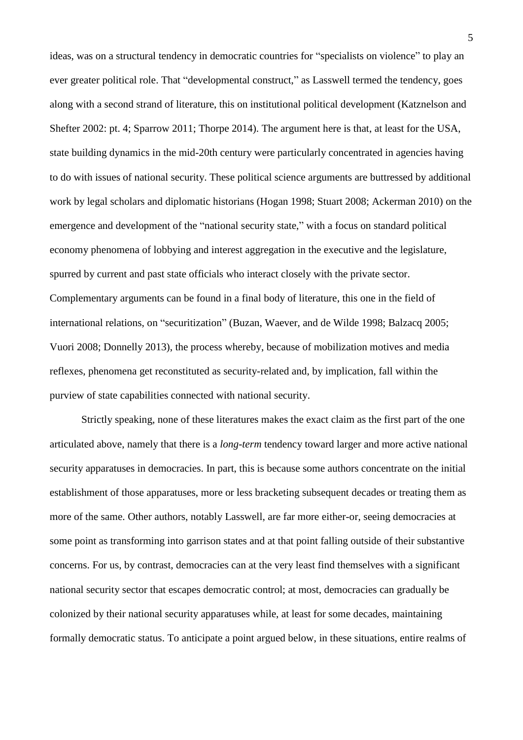ideas, was on a structural tendency in democratic countries for "specialists on violence" to play an ever greater political role. That "developmental construct," as Lasswell termed the tendency, goes along with a second strand of literature, this on institutional political development (Katznelson and Shefter 2002: pt. 4; Sparrow 2011; Thorpe 2014). The argument here is that, at least for the USA, state building dynamics in the mid-20th century were particularly concentrated in agencies having to do with issues of national security. These political science arguments are buttressed by additional work by legal scholars and diplomatic historians (Hogan 1998; Stuart 2008; Ackerman 2010) on the emergence and development of the "national security state," with a focus on standard political economy phenomena of lobbying and interest aggregation in the executive and the legislature, spurred by current and past state officials who interact closely with the private sector. Complementary arguments can be found in a final body of literature, this one in the field of international relations, on "securitization" (Buzan, Waever, and de Wilde 1998; Balzacq 2005; Vuori 2008; Donnelly 2013), the process whereby, because of mobilization motives and media reflexes, phenomena get reconstituted as security-related and, by implication, fall within the purview of state capabilities connected with national security.

Strictly speaking, none of these literatures makes the exact claim as the first part of the one articulated above, namely that there is a *long-term* tendency toward larger and more active national security apparatuses in democracies. In part, this is because some authors concentrate on the initial establishment of those apparatuses, more or less bracketing subsequent decades or treating them as more of the same. Other authors, notably Lasswell, are far more either-or, seeing democracies at some point as transforming into garrison states and at that point falling outside of their substantive concerns. For us, by contrast, democracies can at the very least find themselves with a significant national security sector that escapes democratic control; at most, democracies can gradually be colonized by their national security apparatuses while, at least for some decades, maintaining formally democratic status. To anticipate a point argued below, in these situations, entire realms of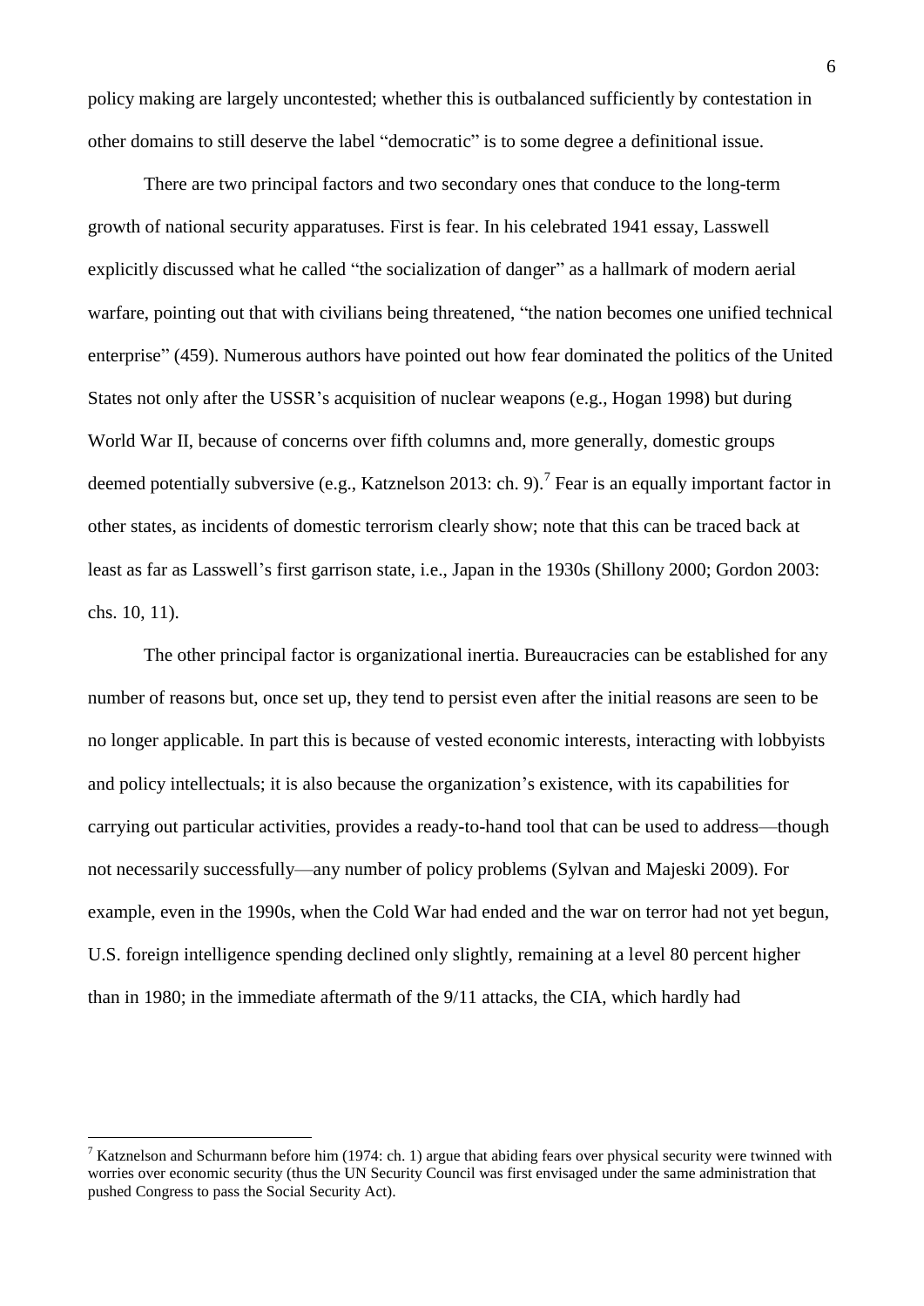policy making are largely uncontested; whether this is outbalanced sufficiently by contestation in other domains to still deserve the label "democratic" is to some degree a definitional issue.

There are two principal factors and two secondary ones that conduce to the long-term growth of national security apparatuses. First is fear. In his celebrated 1941 essay, Lasswell explicitly discussed what he called "the socialization of danger" as a hallmark of modern aerial warfare, pointing out that with civilians being threatened, "the nation becomes one unified technical enterprise" (459). Numerous authors have pointed out how fear dominated the politics of the United States not only after the USSR's acquisition of nuclear weapons (e.g., Hogan 1998) but during World War II, because of concerns over fifth columns and, more generally, domestic groups deemed potentially subversive (e.g., Katznelson 2013: ch. 9).[7] Fear is an equally important factor in other states, as incidents of domestic terrorism clearly show; note that this can be traced back at least as far as Lasswell's first garrison state, i.e., Japan in the 1930s (Shillony 2000; Gordon 2003: chs. 10, 11).

The other principal factor is organizational inertia. Bureaucracies can be established for any number of reasons but, once set up, they tend to persist even after the initial reasons are seen to be no longer applicable. In part this is because of vested economic interests, interacting with lobbyists and policy intellectuals; it is also because the organization's existence, with its capabilities for carrying out particular activities, provides a ready-to-hand tool that can be used to address—though not necessarily successfully—any number of policy problems (Sylvan and Majeski 2009). For example, even in the 1990s, when the Cold War had ended and the war on terror had not yet begun, U.S. foreign intelligence spending declined only slightly, remaining at a level 80 percent higher than in 1980; in the immediate aftermath of the 9/11 attacks, the CIA, which hardly had

[7] Katznelson and Schurmann before him (1974: ch. 1) argue that abiding fears over physical security were twinned with worries over economic security (thus the UN Security Council was first envisaged under the same administration that pushed Congress to pass the Social Security Act).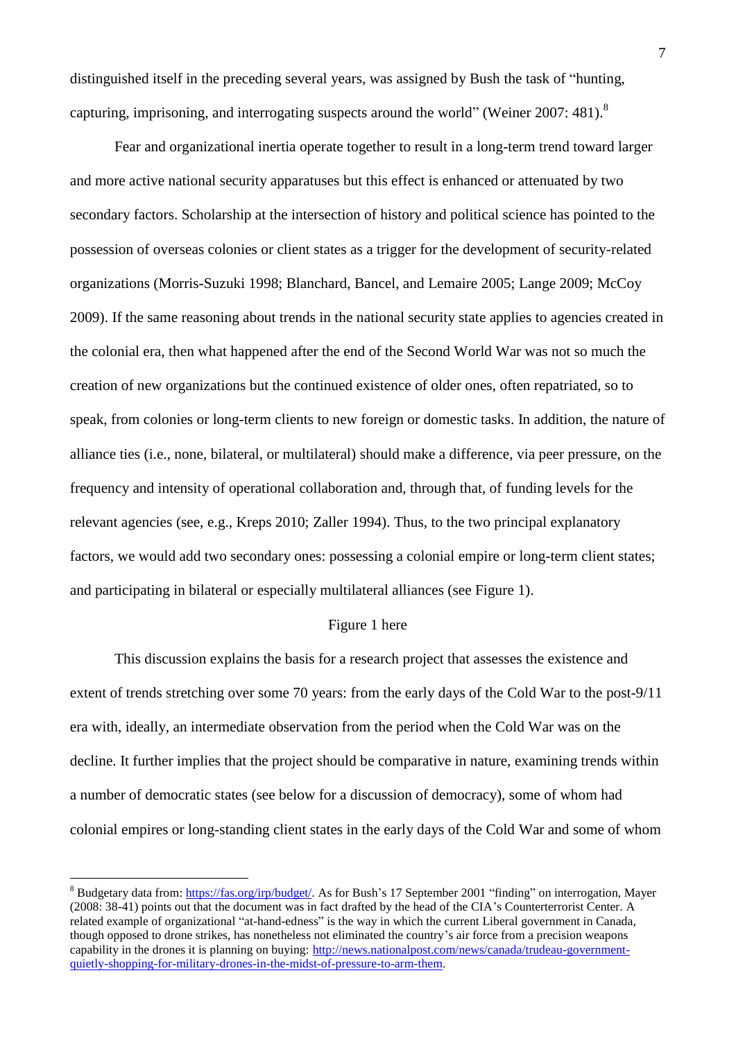distinguished itself in the preceding several years, was assigned by Bush the task of "hunting, capturing, imprisoning, and interrogating suspects around the world" (Weiner 2007: 481).[8]

Fear and organizational inertia operate together to result in a long-term trend toward larger and more active national security apparatuses but this effect is enhanced or attenuated by two secondary factors. Scholarship at the intersection of history and political science has pointed to the possession of overseas colonies or client states as a trigger for the development of security-related organizations (Morris-Suzuki 1998; Blanchard, Bancel, and Lemaire 2005; Lange 2009; McCoy 2009). If the same reasoning about trends in the national security state applies to agencies created in the colonial era, then what happened after the end of the Second World War was not so much the creation of new organizations but the continued existence of older ones, often repatriated, so to speak, from colonies or long-term clients to new foreign or domestic tasks. In addition, the nature of alliance ties (i.e., none, bilateral, or multilateral) should make a difference, via peer pressure, on the frequency and intensity of operational collaboration and, through that, of funding levels for the relevant agencies (see, e.g., Kreps 2010; Zaller 1994). Thus, to the two principal explanatory factors, we would add two secondary ones: possessing a colonial empire or long-term client states; and participating in bilateral or especially multilateral alliances (see Figure 1).

Figure 1 here

This discussion explains the basis for a research project that assesses the existence and extent of trends stretching over some 70 years: from the early days of the Cold War to the post-9/11 era with, ideally, an intermediate observation from the period when the Cold War was on the decline. It further implies that the project should be comparative in nature, examining trends within a number of democratic states (see below for a discussion of democracy), some of whom had colonial empires or long-standing client states in the early days of the Cold War and some of whom

[8] Budgetary data from: https://fas.org/irp/budget/. As for Bush's 17 September 2001 "finding" on interrogation, Mayer (2008: 38-41) points out that the document was in fact drafted by the head of the CIA's Counterterrorist Center. A related example of organizational "at-hand-edness" is the way in which the current Liberal government in Canada, though opposed to drone strikes, has nonetheless not eliminated the country's air force from a precision weapons capability in the drones it is planning on buying: http://news.nationalpost.com/news/canada/trudeau-government-quietly-shopping-for-military-drones-in-the-midst-of-pressure-to-arm-them.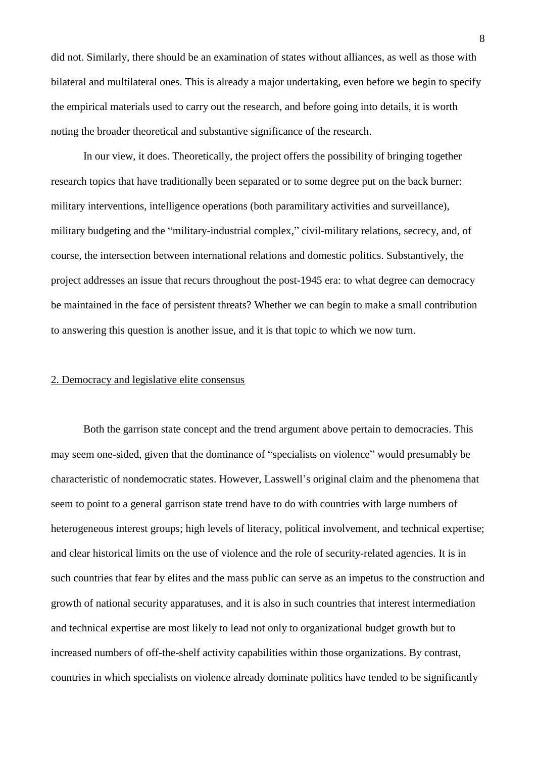did not. Similarly, there should be an examination of states without alliances, as well as those with bilateral and multilateral ones. This is already a major undertaking, even before we begin to specify the empirical materials used to carry out the research, and before going into details, it is worth noting the broader theoretical and substantive significance of the research.

In our view, it does. Theoretically, the project offers the possibility of bringing together research topics that have traditionally been separated or to some degree put on the back burner: military interventions, intelligence operations (both paramilitary activities and surveillance), military budgeting and the "military-industrial complex," civil-military relations, secrecy, and, of course, the intersection between international relations and domestic politics. Substantively, the project addresses an issue that recurs throughout the post-1945 era: to what degree can democracy be maintained in the face of persistent threats? Whether we can begin to make a small contribution to answering this question is another issue, and it is that topic to which we now turn.

## 2. Democracy and legislative elite consensus

Both the garrison state concept and the trend argument above pertain to democracies. This may seem one-sided, given that the dominance of "specialists on violence" would presumably be characteristic of nondemocratic states. However, Lasswell's original claim and the phenomena that seem to point to a general garrison state trend have to do with countries with large numbers of heterogeneous interest groups; high levels of literacy, political involvement, and technical expertise; and clear historical limits on the use of violence and the role of security-related agencies. It is in such countries that fear by elites and the mass public can serve as an impetus to the construction and growth of national security apparatuses, and it is also in such countries that interest intermediation and technical expertise are most likely to lead not only to organizational budget growth but to increased numbers of off-the-shelf activity capabilities within those organizations. By contrast, countries in which specialists on violence already dominate politics have tended to be significantly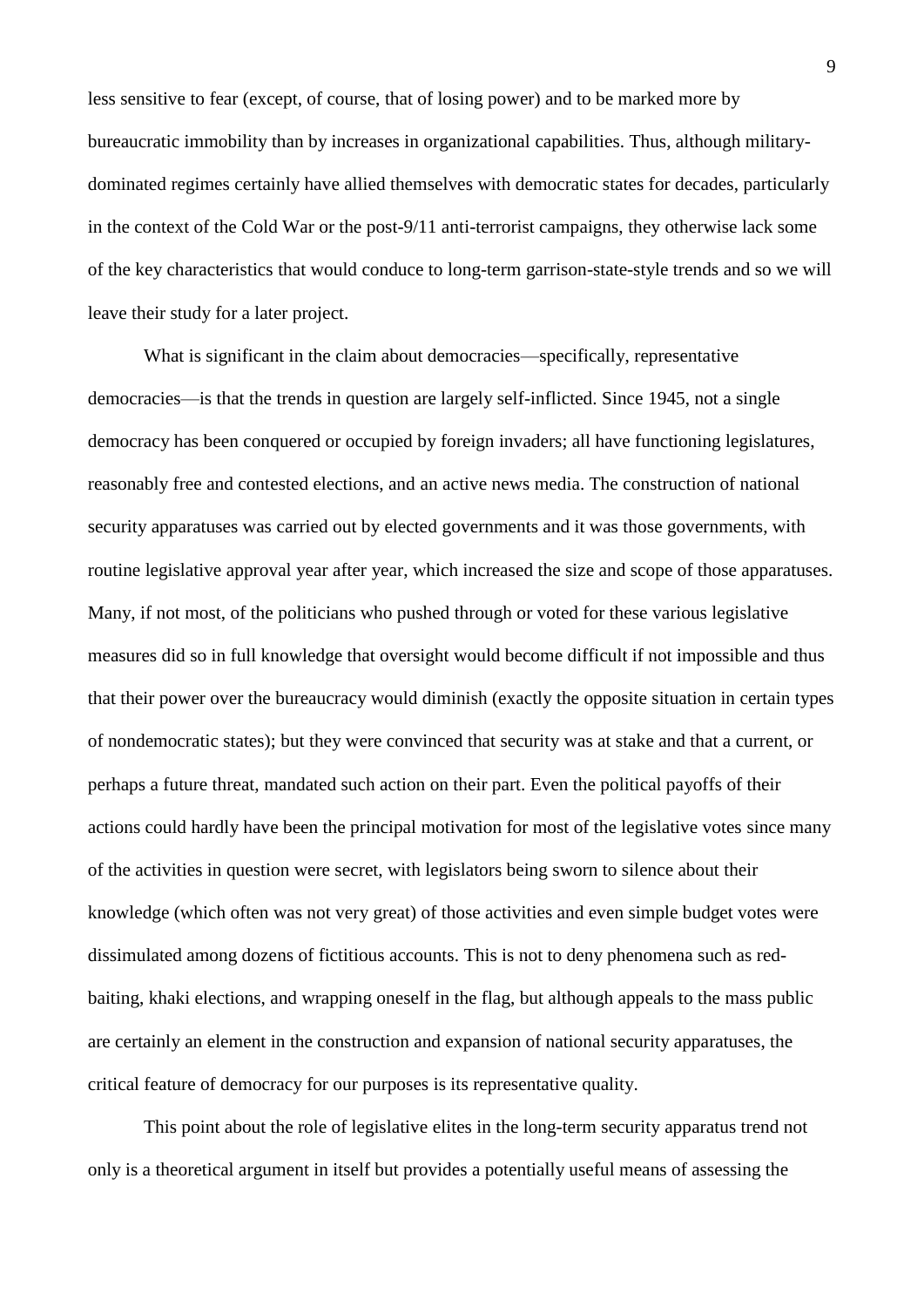less sensitive to fear (except, of course, that of losing power) and to be marked more by bureaucratic immobility than by increases in organizational capabilities. Thus, although military-dominated regimes certainly have allied themselves with democratic states for decades, particularly in the context of the Cold War or the post-9/11 anti-terrorist campaigns, they otherwise lack some of the key characteristics that would conduce to long-term garrison-state-style trends and so we will leave their study for a later project.

What is significant in the claim about democracies—specifically, representative democracies—is that the trends in question are largely self-inflicted. Since 1945, not a single democracy has been conquered or occupied by foreign invaders; all have functioning legislatures, reasonably free and contested elections, and an active news media. The construction of national security apparatuses was carried out by elected governments and it was those governments, with routine legislative approval year after year, which increased the size and scope of those apparatuses. Many, if not most, of the politicians who pushed through or voted for these various legislative measures did so in full knowledge that oversight would become difficult if not impossible and thus that their power over the bureaucracy would diminish (exactly the opposite situation in certain types of nondemocratic states); but they were convinced that security was at stake and that a current, or perhaps a future threat, mandated such action on their part. Even the political payoffs of their actions could hardly have been the principal motivation for most of the legislative votes since many of the activities in question were secret, with legislators being sworn to silence about their knowledge (which often was not very great) of those activities and even simple budget votes were dissimulated among dozens of fictitious accounts. This is not to deny phenomena such as red-baiting, khaki elections, and wrapping oneself in the flag, but although appeals to the mass public are certainly an element in the construction and expansion of national security apparatuses, the critical feature of democracy for our purposes is its representative quality.

This point about the role of legislative elites in the long-term security apparatus trend not only is a theoretical argument in itself but provides a potentially useful means of assessing the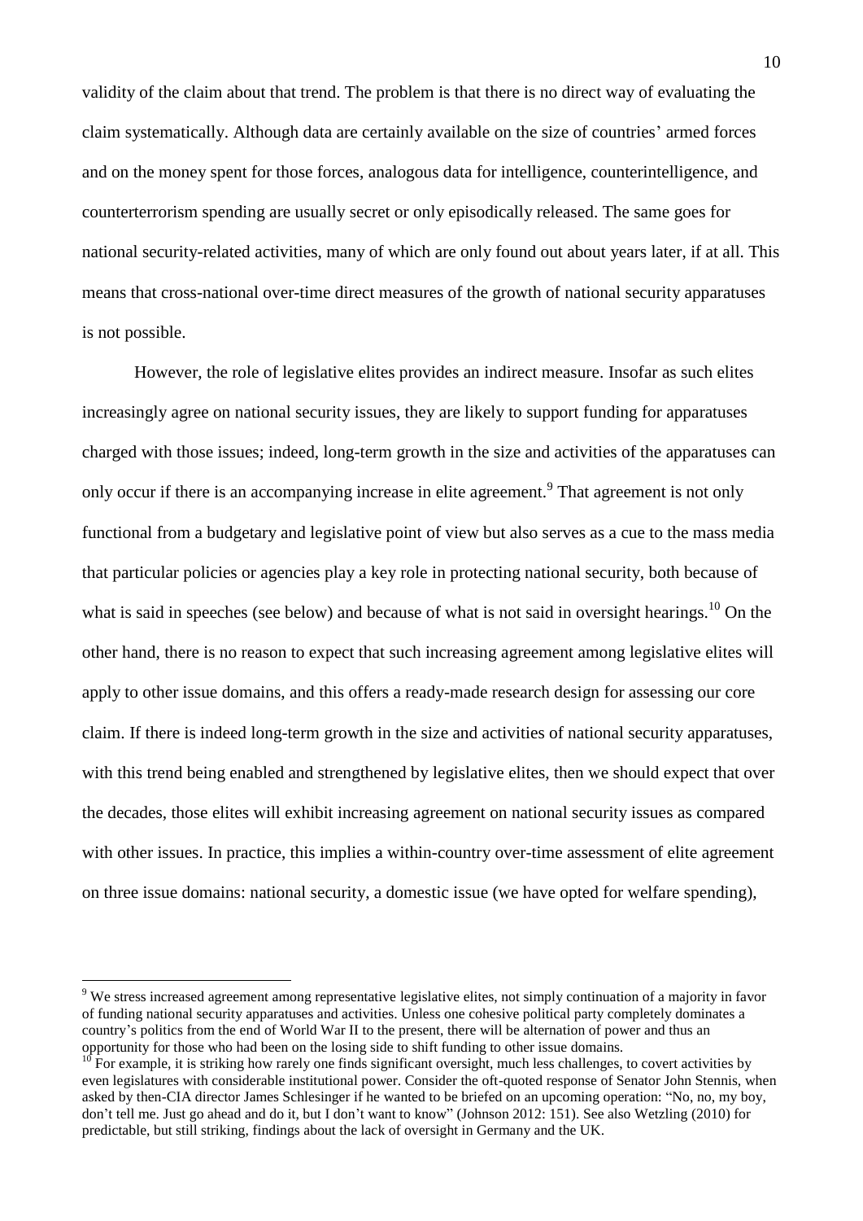validity of the claim about that trend. The problem is that there is no direct way of evaluating the claim systematically. Although data are certainly available on the size of countries' armed forces and on the money spent for those forces, analogous data for intelligence, counterintelligence, and counterterrorism spending are usually secret or only episodically released. The same goes for national security-related activities, many of which are only found out about years later, if at all. This means that cross-national over-time direct measures of the growth of national security apparatuses is not possible.

However, the role of legislative elites provides an indirect measure. Insofar as such elites increasingly agree on national security issues, they are likely to support funding for apparatuses charged with those issues; indeed, long-term growth in the size and activities of the apparatuses can only occur if there is an accompanying increase in elite agreement.[9] That agreement is not only functional from a budgetary and legislative point of view but also serves as a cue to the mass media that particular policies or agencies play a key role in protecting national security, both because of what is said in speeches (see below) and because of what is not said in oversight hearings.[10] On the other hand, there is no reason to expect that such increasing agreement among legislative elites will apply to other issue domains, and this offers a ready-made research design for assessing our core claim. If there is indeed long-term growth in the size and activities of national security apparatuses, with this trend being enabled and strengthened by legislative elites, then we should expect that over the decades, those elites will exhibit increasing agreement on national security issues as compared with other issues. In practice, this implies a within-country over-time assessment of elite agreement on three issue domains: national security, a domestic issue (we have opted for welfare spending),

---

[9] We stress increased agreement among representative legislative elites, not simply continuation of a majority in favor of funding national security apparatuses and activities. Unless one cohesive political party completely dominates a country's politics from the end of World War II to the present, there will be alternation of power and thus an opportunity for those who had been on the losing side to shift funding to other issue domains.

[10] For example, it is striking how rarely one finds significant oversight, much less challenges, to covert activities by even legislatures with considerable institutional power. Consider the oft-quoted response of Senator John Stennis, when asked by then-CIA director James Schlesinger if he wanted to be briefed on an upcoming operation: "No, no, my boy, don't tell me. Just go ahead and do it, but I don't want to know" (Johnson 2012: 151). See also Wetzling (2010) for predictable, but still striking, findings about the lack of oversight in Germany and the UK.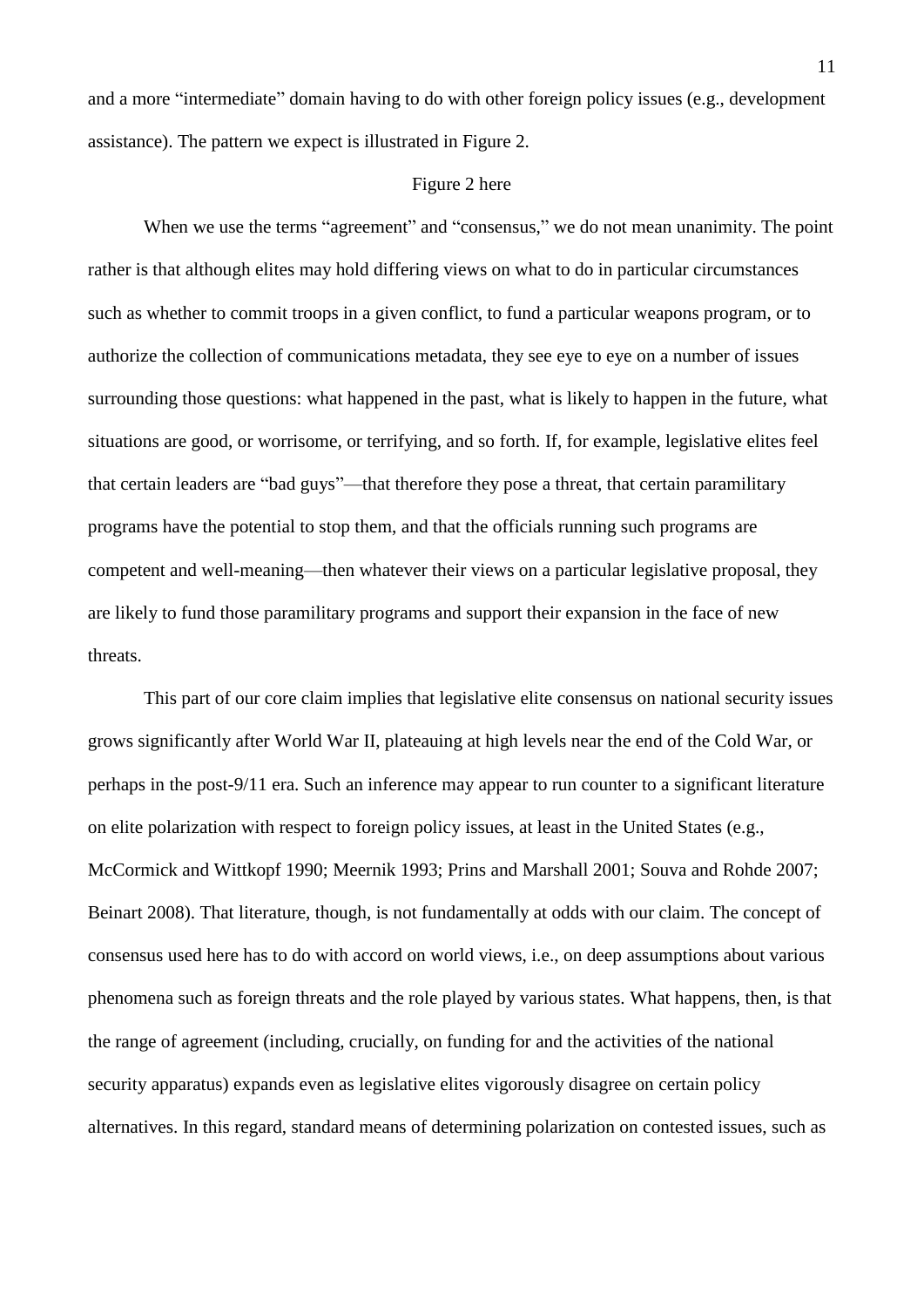and a more "intermediate" domain having to do with other foreign policy issues (e.g., development assistance). The pattern we expect is illustrated in Figure 2.

Figure 2 here

When we use the terms "agreement" and "consensus," we do not mean unanimity. The point rather is that although elites may hold differing views on what to do in particular circumstances such as whether to commit troops in a given conflict, to fund a particular weapons program, or to authorize the collection of communications metadata, they see eye to eye on a number of issues surrounding those questions: what happened in the past, what is likely to happen in the future, what situations are good, or worrisome, or terrifying, and so forth. If, for example, legislative elites feel that certain leaders are "bad guys"—that therefore they pose a threat, that certain paramilitary programs have the potential to stop them, and that the officials running such programs are competent and well-meaning—then whatever their views on a particular legislative proposal, they are likely to fund those paramilitary programs and support their expansion in the face of new threats.

This part of our core claim implies that legislative elite consensus on national security issues grows significantly after World War II, plateauing at high levels near the end of the Cold War, or perhaps in the post-9/11 era. Such an inference may appear to run counter to a significant literature on elite polarization with respect to foreign policy issues, at least in the United States (e.g., McCormick and Wittkopf 1990; Meernik 1993; Prins and Marshall 2001; Souva and Rohde 2007; Beinart 2008). That literature, though, is not fundamentally at odds with our claim. The concept of consensus used here has to do with accord on world views, i.e., on deep assumptions about various phenomena such as foreign threats and the role played by various states. What happens, then, is that the range of agreement (including, crucially, on funding for and the activities of the national security apparatus) expands even as legislative elites vigorously disagree on certain policy alternatives. In this regard, standard means of determining polarization on contested issues, such as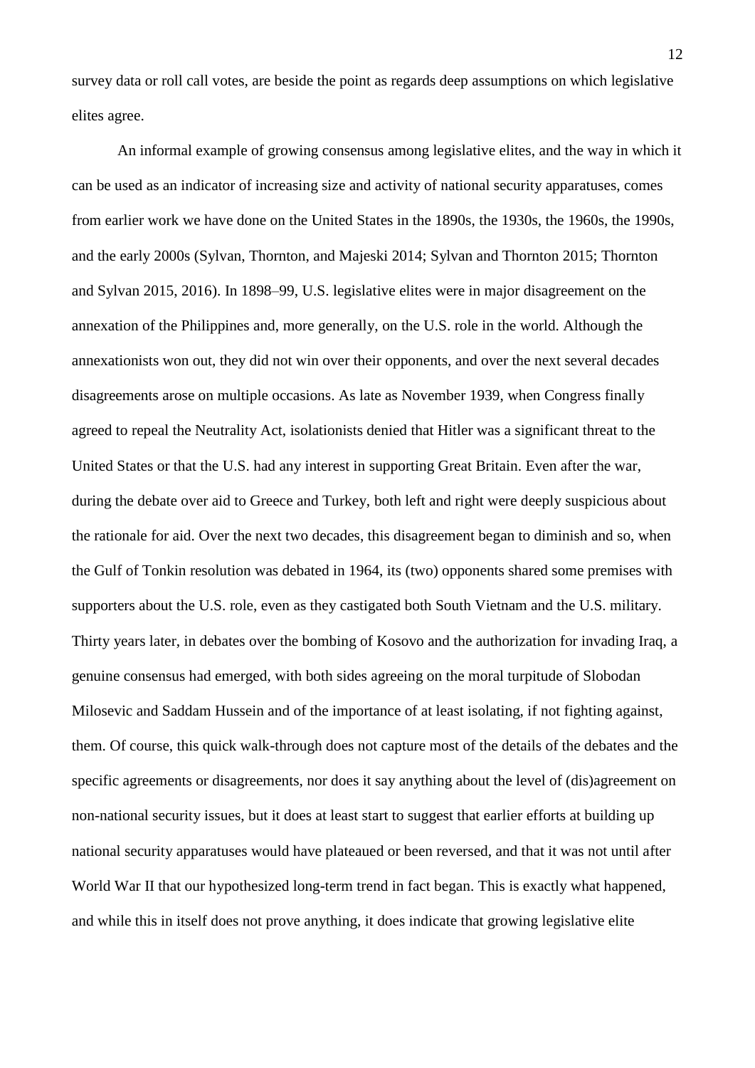survey data or roll call votes, are beside the point as regards deep assumptions on which legislative elites agree.

An informal example of growing consensus among legislative elites, and the way in which it can be used as an indicator of increasing size and activity of national security apparatuses, comes from earlier work we have done on the United States in the 1890s, the 1930s, the 1960s, the 1990s, and the early 2000s (Sylvan, Thornton, and Majeski 2014; Sylvan and Thornton 2015; Thornton and Sylvan 2015, 2016). In 1898–99, U.S. legislative elites were in major disagreement on the annexation of the Philippines and, more generally, on the U.S. role in the world. Although the annexationists won out, they did not win over their opponents, and over the next several decades disagreements arose on multiple occasions. As late as November 1939, when Congress finally agreed to repeal the Neutrality Act, isolationists denied that Hitler was a significant threat to the United States or that the U.S. had any interest in supporting Great Britain. Even after the war, during the debate over aid to Greece and Turkey, both left and right were deeply suspicious about the rationale for aid. Over the next two decades, this disagreement began to diminish and so, when the Gulf of Tonkin resolution was debated in 1964, its (two) opponents shared some premises with supporters about the U.S. role, even as they castigated both South Vietnam and the U.S. military. Thirty years later, in debates over the bombing of Kosovo and the authorization for invading Iraq, a genuine consensus had emerged, with both sides agreeing on the moral turpitude of Slobodan Milosevic and Saddam Hussein and of the importance of at least isolating, if not fighting against, them. Of course, this quick walk-through does not capture most of the details of the debates and the specific agreements or disagreements, nor does it say anything about the level of (dis)agreement on non-national security issues, but it does at least start to suggest that earlier efforts at building up national security apparatuses would have plateaued or been reversed, and that it was not until after World War II that our hypothesized long-term trend in fact began. This is exactly what happened, and while this in itself does not prove anything, it does indicate that growing legislative elite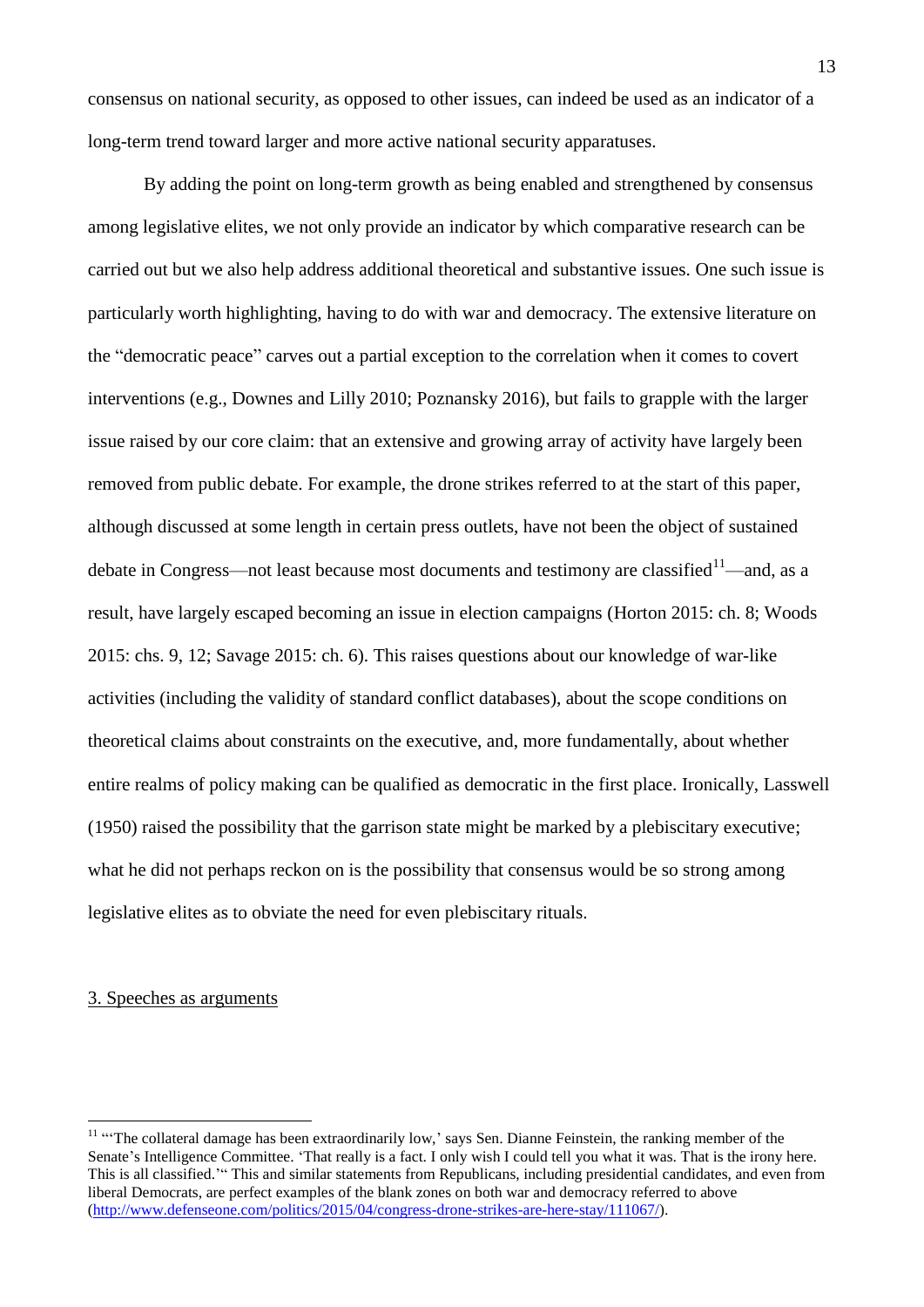consensus on national security, as opposed to other issues, can indeed be used as an indicator of a long-term trend toward larger and more active national security apparatuses.

By adding the point on long-term growth as being enabled and strengthened by consensus among legislative elites, we not only provide an indicator by which comparative research can be carried out but we also help address additional theoretical and substantive issues. One such issue is particularly worth highlighting, having to do with war and democracy. The extensive literature on the "democratic peace" carves out a partial exception to the correlation when it comes to covert interventions (e.g., Downes and Lilly 2010; Poznansky 2016), but fails to grapple with the larger issue raised by our core claim: that an extensive and growing array of activity have largely been removed from public debate. For example, the drone strikes referred to at the start of this paper, although discussed at some length in certain press outlets, have not been the object of sustained debate in Congress—not least because most documents and testimony are classified[11]—and, as a result, have largely escaped becoming an issue in election campaigns (Horton 2015: ch. 8; Woods 2015: chs. 9, 12; Savage 2015: ch. 6). This raises questions about our knowledge of war-like activities (including the validity of standard conflict databases), about the scope conditions on theoretical claims about constraints on the executive, and, more fundamentally, about whether entire realms of policy making can be qualified as democratic in the first place. Ironically, Lasswell (1950) raised the possibility that the garrison state might be marked by a plebiscitary executive; what he did not perhaps reckon on is the possibility that consensus would be so strong among legislative elites as to obviate the need for even plebiscitary rituals.

## 3. Speeches as arguments

[11] "'The collateral damage has been extraordinarily low,' says Sen. Dianne Feinstein, the ranking member of the Senate's Intelligence Committee. 'That really is a fact. I only wish I could tell you what it was. That is the irony here. This is all classified.'" This and similar statements from Republicans, including presidential candidates, and even from liberal Democrats, are perfect examples of the blank zones on both war and democracy referred to above (http://www.defenseone.com/politics/2015/04/congress-drone-strikes-are-here-stay/111067/).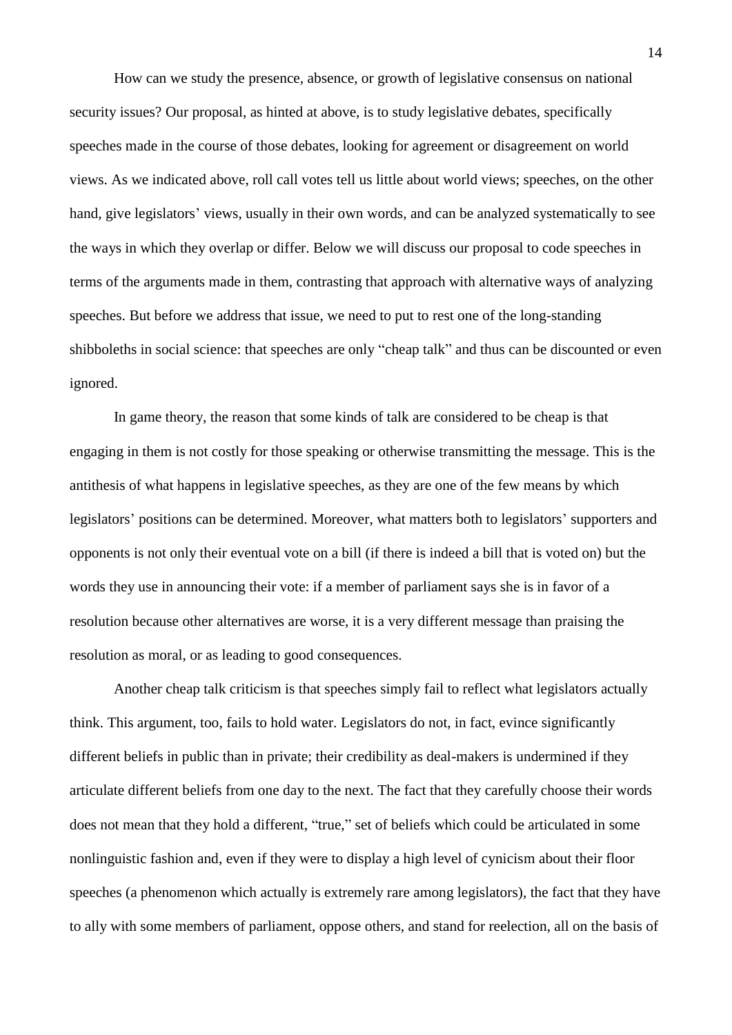How can we study the presence, absence, or growth of legislative consensus on national security issues? Our proposal, as hinted at above, is to study legislative debates, specifically speeches made in the course of those debates, looking for agreement or disagreement on world views. As we indicated above, roll call votes tell us little about world views; speeches, on the other hand, give legislators' views, usually in their own words, and can be analyzed systematically to see the ways in which they overlap or differ. Below we will discuss our proposal to code speeches in terms of the arguments made in them, contrasting that approach with alternative ways of analyzing speeches. But before we address that issue, we need to put to rest one of the long-standing shibboleths in social science: that speeches are only "cheap talk" and thus can be discounted or even ignored.

In game theory, the reason that some kinds of talk are considered to be cheap is that engaging in them is not costly for those speaking or otherwise transmitting the message. This is the antithesis of what happens in legislative speeches, as they are one of the few means by which legislators' positions can be determined. Moreover, what matters both to legislators' supporters and opponents is not only their eventual vote on a bill (if there is indeed a bill that is voted on) but the words they use in announcing their vote: if a member of parliament says she is in favor of a resolution because other alternatives are worse, it is a very different message than praising the resolution as moral, or as leading to good consequences.

Another cheap talk criticism is that speeches simply fail to reflect what legislators actually think. This argument, too, fails to hold water. Legislators do not, in fact, evince significantly different beliefs in public than in private; their credibility as deal-makers is undermined if they articulate different beliefs from one day to the next. The fact that they carefully choose their words does not mean that they hold a different, "true," set of beliefs which could be articulated in some nonlinguistic fashion and, even if they were to display a high level of cynicism about their floor speeches (a phenomenon which actually is extremely rare among legislators), the fact that they have to ally with some members of parliament, oppose others, and stand for reelection, all on the basis of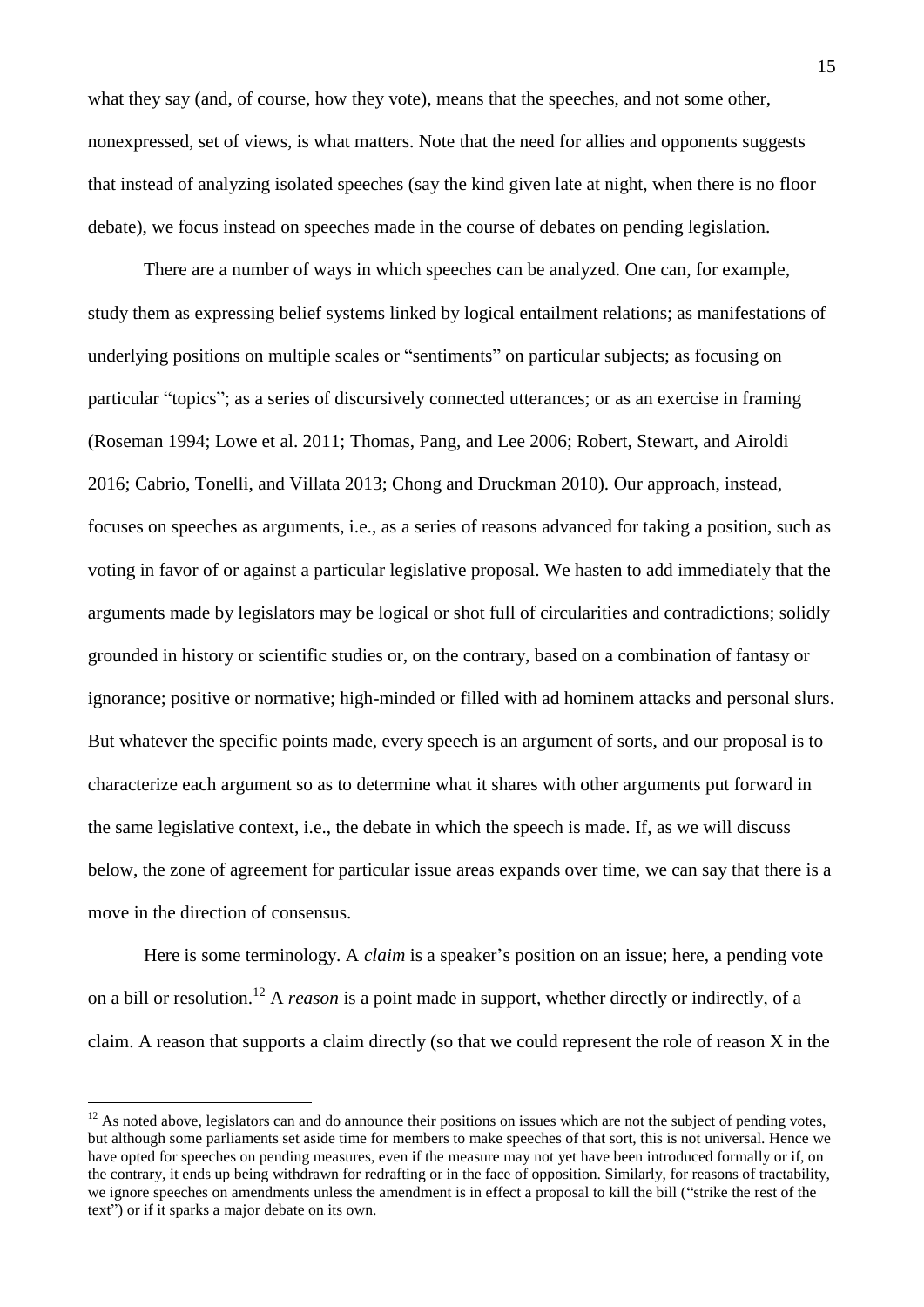what they say (and, of course, how they vote), means that the speeches, and not some other, nonexpressed, set of views, is what matters. Note that the need for allies and opponents suggests that instead of analyzing isolated speeches (say the kind given late at night, when there is no floor debate), we focus instead on speeches made in the course of debates on pending legislation.

There are a number of ways in which speeches can be analyzed. One can, for example, study them as expressing belief systems linked by logical entailment relations; as manifestations of underlying positions on multiple scales or "sentiments" on particular subjects; as focusing on particular "topics"; as a series of discursively connected utterances; or as an exercise in framing (Roseman 1994; Lowe et al. 2011; Thomas, Pang, and Lee 2006; Robert, Stewart, and Airoldi 2016; Cabrio, Tonelli, and Villata 2013; Chong and Druckman 2010). Our approach, instead, focuses on speeches as arguments, i.e., as a series of reasons advanced for taking a position, such as voting in favor of or against a particular legislative proposal. We hasten to add immediately that the arguments made by legislators may be logical or shot full of circularities and contradictions; solidly grounded in history or scientific studies or, on the contrary, based on a combination of fantasy or ignorance; positive or normative; high-minded or filled with ad hominem attacks and personal slurs. But whatever the specific points made, every speech is an argument of sorts, and our proposal is to characterize each argument so as to determine what it shares with other arguments put forward in the same legislative context, i.e., the debate in which the speech is made. If, as we will discuss below, the zone of agreement for particular issue areas expands over time, we can say that there is a move in the direction of consensus.

Here is some terminology. A *claim* is a speaker's position on an issue; here, a pending vote on a bill or resolution.[12] A *reason* is a point made in support, whether directly or indirectly, of a claim. A reason that supports a claim directly (so that we could represent the role of reason X in the

[12] As noted above, legislators can and do announce their positions on issues which are not the subject of pending votes, but although some parliaments set aside time for members to make speeches of that sort, this is not universal. Hence we have opted for speeches on pending measures, even if the measure may not yet have been introduced formally or if, on the contrary, it ends up being withdrawn for redrafting or in the face of opposition. Similarly, for reasons of tractability, we ignore speeches on amendments unless the amendment is in effect a proposal to kill the bill ("strike the rest of the text") or if it sparks a major debate on its own.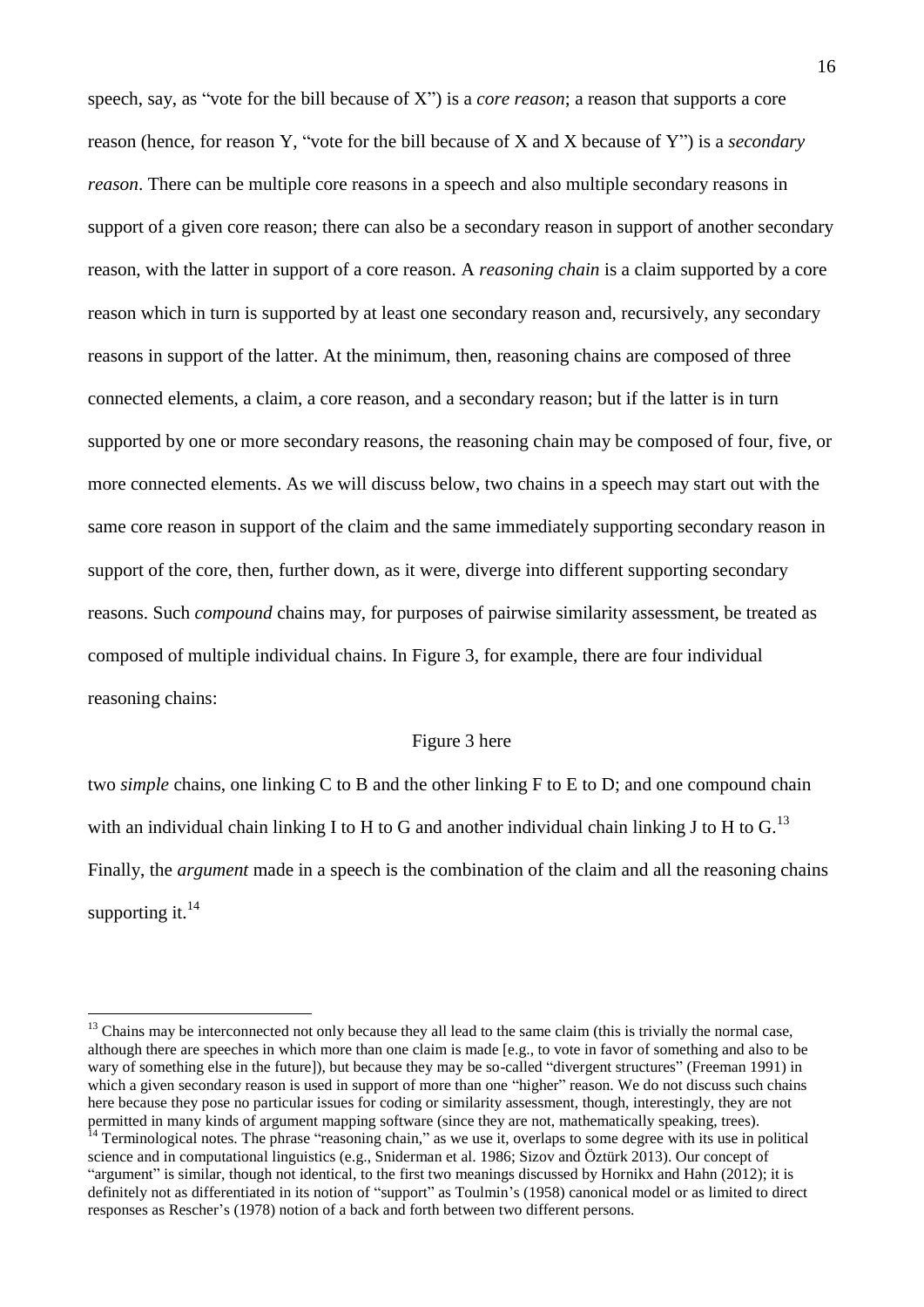speech, say, as "vote for the bill because of X") is a *core reason*; a reason that supports a core reason (hence, for reason Y, "vote for the bill because of X and X because of Y") is a *secondary reason*. There can be multiple core reasons in a speech and also multiple secondary reasons in support of a given core reason; there can also be a secondary reason in support of another secondary reason, with the latter in support of a core reason. A *reasoning chain* is a claim supported by a core reason which in turn is supported by at least one secondary reason and, recursively, any secondary reasons in support of the latter. At the minimum, then, reasoning chains are composed of three connected elements, a claim, a core reason, and a secondary reason; but if the latter is in turn supported by one or more secondary reasons, the reasoning chain may be composed of four, five, or more connected elements. As we will discuss below, two chains in a speech may start out with the same core reason in support of the claim and the same immediately supporting secondary reason in support of the core, then, further down, as it were, diverge into different supporting secondary reasons. Such *compound* chains may, for purposes of pairwise similarity assessment, be treated as composed of multiple individual chains. In Figure 3, for example, there are four individual reasoning chains:

Figure 3 here

two *simple* chains, one linking C to B and the other linking F to E to D; and one compound chain with an individual chain linking I to H to G and another individual chain linking J to H to G.[13] Finally, the *argument* made in a speech is the combination of the claim and all the reasoning chains supporting it.[14]

---

[13] Chains may be interconnected not only because they all lead to the same claim (this is trivially the normal case, although there are speeches in which more than one claim is made [e.g., to vote in favor of something and also to be wary of something else in the future]), but because they may be so-called "divergent structures" (Freeman 1991) in which a given secondary reason is used in support of more than one "higher" reason. We do not discuss such chains here because they pose no particular issues for coding or similarity assessment, though, interestingly, they are not permitted in many kinds of argument mapping software (since they are not, mathematically speaking, trees).

[14] Terminological notes. The phrase "reasoning chain," as we use it, overlaps to some degree with its use in political science and in computational linguistics (e.g., Sniderman et al. 1986; Sizov and Öztürk 2013). Our concept of "argument" is similar, though not identical, to the first two meanings discussed by Hornikx and Hahn (2012); it is definitely not as differentiated in its notion of "support" as Toulmin's (1958) canonical model or as limited to direct responses as Rescher's (1978) notion of a back and forth between two different persons.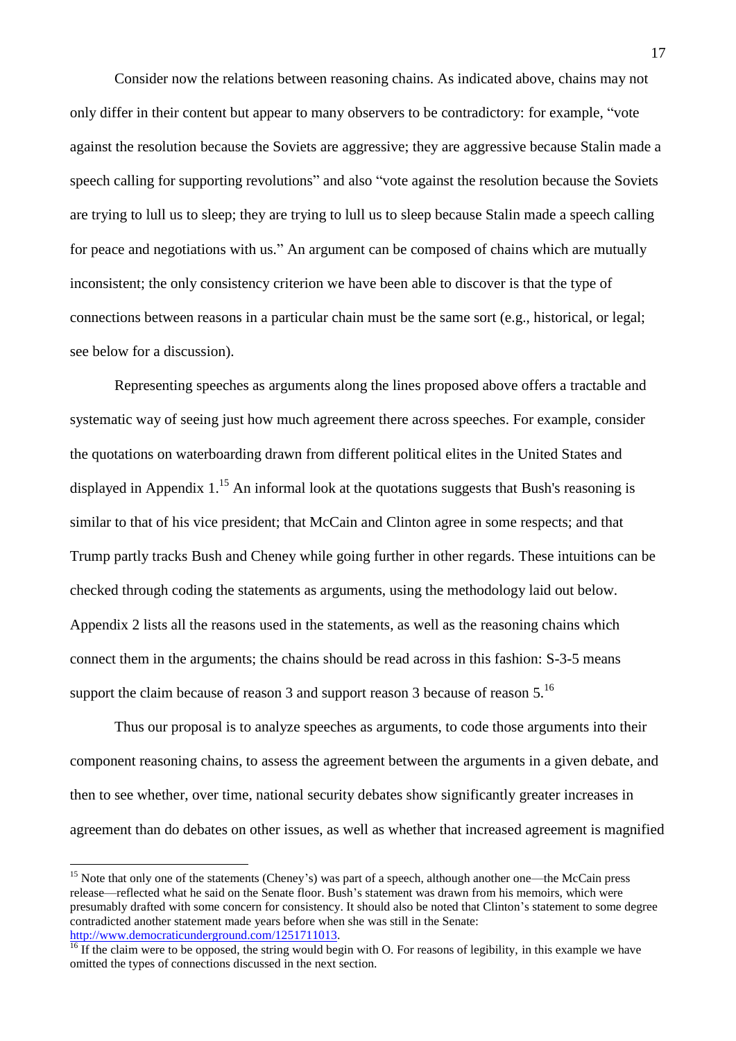Consider now the relations between reasoning chains. As indicated above, chains may not only differ in their content but appear to many observers to be contradictory: for example, "vote against the resolution because the Soviets are aggressive; they are aggressive because Stalin made a speech calling for supporting revolutions" and also "vote against the resolution because the Soviets are trying to lull us to sleep; they are trying to lull us to sleep because Stalin made a speech calling for peace and negotiations with us." An argument can be composed of chains which are mutually inconsistent; the only consistency criterion we have been able to discover is that the type of connections between reasons in a particular chain must be the same sort (e.g., historical, or legal; see below for a discussion).

Representing speeches as arguments along the lines proposed above offers a tractable and systematic way of seeing just how much agreement there across speeches. For example, consider the quotations on waterboarding drawn from different political elites in the United States and displayed in Appendix 1.[15] An informal look at the quotations suggests that Bush's reasoning is similar to that of his vice president; that McCain and Clinton agree in some respects; and that Trump partly tracks Bush and Cheney while going further in other regards. These intuitions can be checked through coding the statements as arguments, using the methodology laid out below. Appendix 2 lists all the reasons used in the statements, as well as the reasoning chains which connect them in the arguments; the chains should be read across in this fashion: S-3-5 means support the claim because of reason 3 and support reason 3 because of reason 5.[16]

Thus our proposal is to analyze speeches as arguments, to code those arguments into their component reasoning chains, to assess the agreement between the arguments in a given debate, and then to see whether, over time, national security debates show significantly greater increases in agreement than do debates on other issues, as well as whether that increased agreement is magnified

[15] Note that only one of the statements (Cheney's) was part of a speech, although another one—the McCain press release—reflected what he said on the Senate floor. Bush's statement was drawn from his memoirs, which were presumably drafted with some concern for consistency. It should also be noted that Clinton's statement to some degree contradicted another statement made years before when she was still in the Senate: http://www.democraticunderground.com/1251711013.

[16] If the claim were to be opposed, the string would begin with O. For reasons of legibility, in this example we have omitted the types of connections discussed in the next section.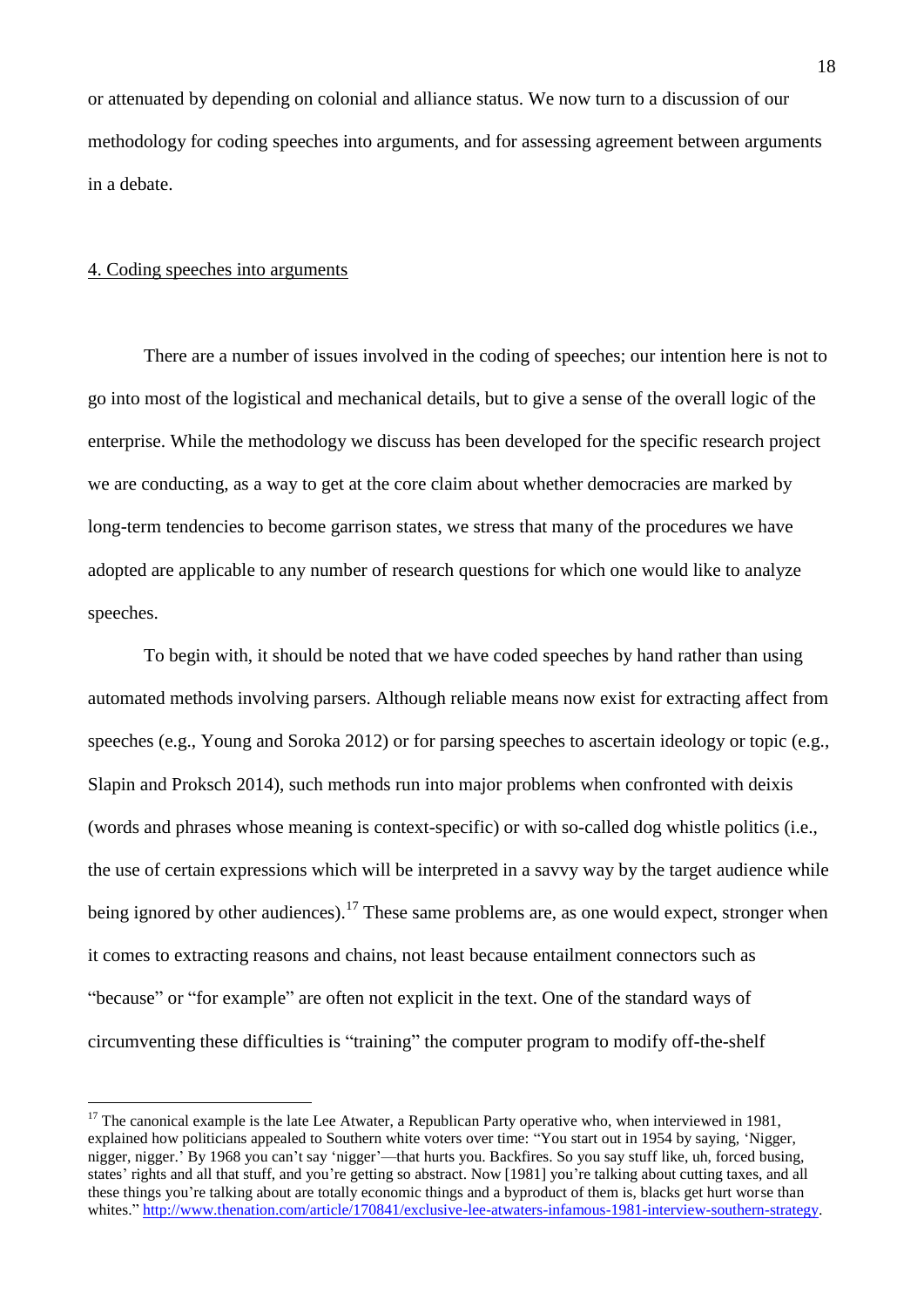or attenuated by depending on colonial and alliance status. We now turn to a discussion of our methodology for coding speeches into arguments, and for assessing agreement between arguments in a debate.

## 4. Coding speeches into arguments

There are a number of issues involved in the coding of speeches; our intention here is not to go into most of the logistical and mechanical details, but to give a sense of the overall logic of the enterprise. While the methodology we discuss has been developed for the specific research project we are conducting, as a way to get at the core claim about whether democracies are marked by long-term tendencies to become garrison states, we stress that many of the procedures we have adopted are applicable to any number of research questions for which one would like to analyze speeches.

To begin with, it should be noted that we have coded speeches by hand rather than using automated methods involving parsers. Although reliable means now exist for extracting affect from speeches (e.g., Young and Soroka 2012) or for parsing speeches to ascertain ideology or topic (e.g., Slapin and Proksch 2014), such methods run into major problems when confronted with deixis (words and phrases whose meaning is context-specific) or with so-called dog whistle politics (i.e., the use of certain expressions which will be interpreted in a savvy way by the target audience while being ignored by other audiences).[17] These same problems are, as one would expect, stronger when it comes to extracting reasons and chains, not least because entailment connectors such as "because" or "for example" are often not explicit in the text. One of the standard ways of circumventing these difficulties is "training" the computer program to modify off-the-shelf

[17] The canonical example is the late Lee Atwater, a Republican Party operative who, when interviewed in 1981, explained how politicians appealed to Southern white voters over time: "You start out in 1954 by saying, 'Nigger, nigger, nigger.' By 1968 you can't say 'nigger'—that hurts you. Backfires. So you say stuff like, uh, forced busing, states' rights and all that stuff, and you're getting so abstract. Now [1981] you're talking about cutting taxes, and all these things you're talking about are totally economic things and a byproduct of them is, blacks get hurt worse than whites." http://www.thenation.com/article/170841/exclusive-lee-atwaters-infamous-1981-interview-southern-strategy.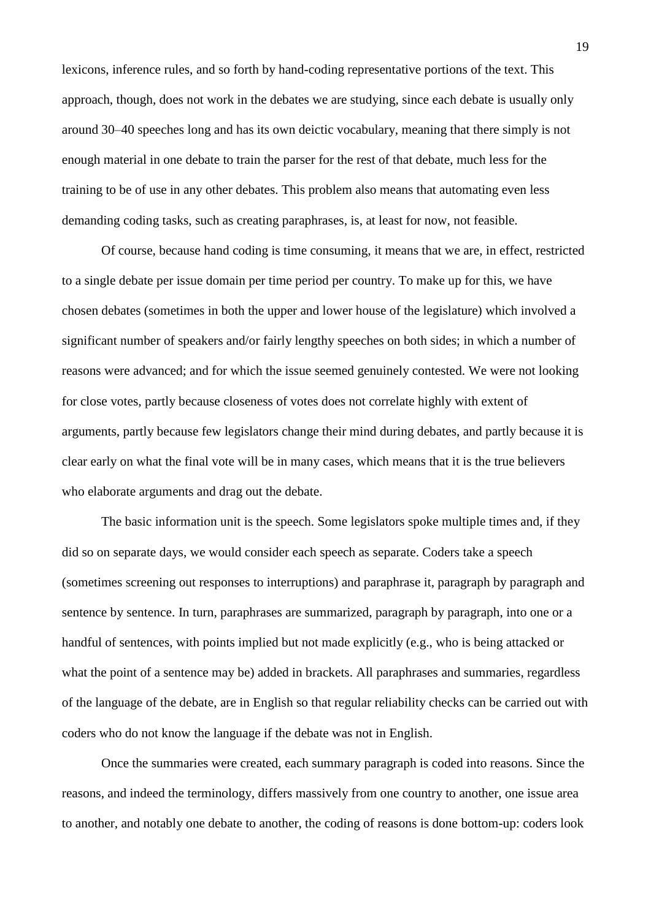lexicons, inference rules, and so forth by hand-coding representative portions of the text. This approach, though, does not work in the debates we are studying, since each debate is usually only around 30–40 speeches long and has its own deictic vocabulary, meaning that there simply is not enough material in one debate to train the parser for the rest of that debate, much less for the training to be of use in any other debates. This problem also means that automating even less demanding coding tasks, such as creating paraphrases, is, at least for now, not feasible.

Of course, because hand coding is time consuming, it means that we are, in effect, restricted to a single debate per issue domain per time period per country. To make up for this, we have chosen debates (sometimes in both the upper and lower house of the legislature) which involved a significant number of speakers and/or fairly lengthy speeches on both sides; in which a number of reasons were advanced; and for which the issue seemed genuinely contested. We were not looking for close votes, partly because closeness of votes does not correlate highly with extent of arguments, partly because few legislators change their mind during debates, and partly because it is clear early on what the final vote will be in many cases, which means that it is the true believers who elaborate arguments and drag out the debate.

The basic information unit is the speech. Some legislators spoke multiple times and, if they did so on separate days, we would consider each speech as separate. Coders take a speech (sometimes screening out responses to interruptions) and paraphrase it, paragraph by paragraph and sentence by sentence. In turn, paraphrases are summarized, paragraph by paragraph, into one or a handful of sentences, with points implied but not made explicitly (e.g., who is being attacked or what the point of a sentence may be) added in brackets. All paraphrases and summaries, regardless of the language of the debate, are in English so that regular reliability checks can be carried out with coders who do not know the language if the debate was not in English.

Once the summaries were created, each summary paragraph is coded into reasons. Since the reasons, and indeed the terminology, differs massively from one country to another, one issue area to another, and notably one debate to another, the coding of reasons is done bottom-up: coders look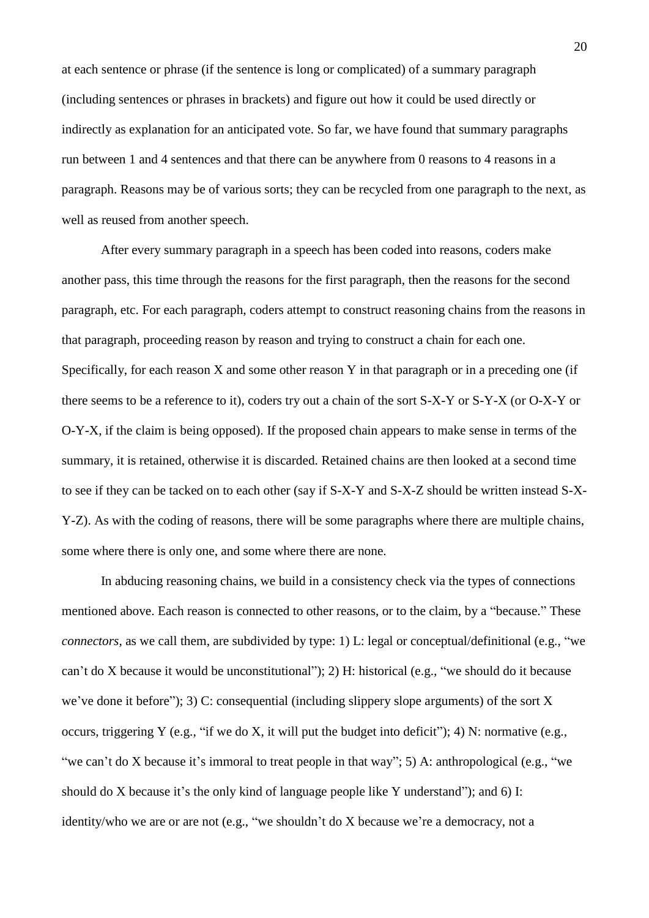at each sentence or phrase (if the sentence is long or complicated) of a summary paragraph (including sentences or phrases in brackets) and figure out how it could be used directly or indirectly as explanation for an anticipated vote. So far, we have found that summary paragraphs run between 1 and 4 sentences and that there can be anywhere from 0 reasons to 4 reasons in a paragraph. Reasons may be of various sorts; they can be recycled from one paragraph to the next, as well as reused from another speech.

After every summary paragraph in a speech has been coded into reasons, coders make another pass, this time through the reasons for the first paragraph, then the reasons for the second paragraph, etc. For each paragraph, coders attempt to construct reasoning chains from the reasons in that paragraph, proceeding reason by reason and trying to construct a chain for each one. Specifically, for each reason X and some other reason Y in that paragraph or in a preceding one (if there seems to be a reference to it), coders try out a chain of the sort S-X-Y or S-Y-X (or O-X-Y or O-Y-X, if the claim is being opposed). If the proposed chain appears to make sense in terms of the summary, it is retained, otherwise it is discarded. Retained chains are then looked at a second time to see if they can be tacked on to each other (say if S-X-Y and S-X-Z should be written instead S-X-Y-Z). As with the coding of reasons, there will be some paragraphs where there are multiple chains, some where there is only one, and some where there are none.

In abducing reasoning chains, we build in a consistency check via the types of connections mentioned above. Each reason is connected to other reasons, or to the claim, by a "because." These *connectors*, as we call them, are subdivided by type: 1) L: legal or conceptual/definitional (e.g., "we can't do X because it would be unconstitutional"); 2) H: historical (e.g., "we should do it because we've done it before"); 3) C: consequential (including slippery slope arguments) of the sort X occurs, triggering Y (e.g., "if we do X, it will put the budget into deficit"); 4) N: normative (e.g., "we can't do X because it's immoral to treat people in that way"; 5) A: anthropological (e.g., "we should do X because it's the only kind of language people like Y understand"); and 6) I: identity/who we are or are not (e.g., "we shouldn't do X because we're a democracy, not a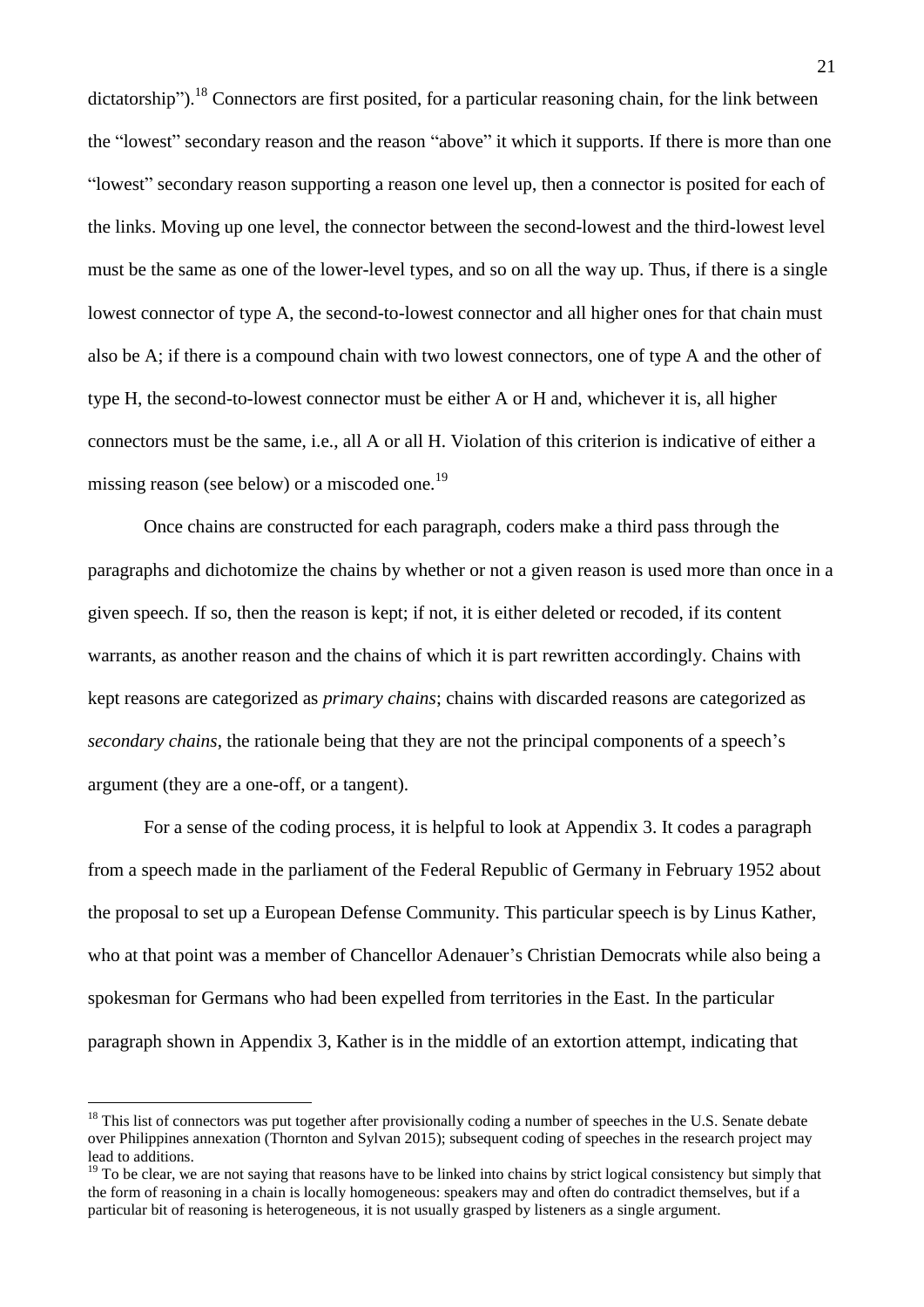dictatorship").[18] Connectors are first posited, for a particular reasoning chain, for the link between the "lowest" secondary reason and the reason "above" it which it supports. If there is more than one "lowest" secondary reason supporting a reason one level up, then a connector is posited for each of the links. Moving up one level, the connector between the second-lowest and the third-lowest level must be the same as one of the lower-level types, and so on all the way up. Thus, if there is a single lowest connector of type A, the second-to-lowest connector and all higher ones for that chain must also be A; if there is a compound chain with two lowest connectors, one of type A and the other of type H, the second-to-lowest connector must be either A or H and, whichever it is, all higher connectors must be the same, i.e., all A or all H. Violation of this criterion is indicative of either a missing reason (see below) or a miscoded one.[19]

Once chains are constructed for each paragraph, coders make a third pass through the paragraphs and dichotomize the chains by whether or not a given reason is used more than once in a given speech. If so, then the reason is kept; if not, it is either deleted or recoded, if its content warrants, as another reason and the chains of which it is part rewritten accordingly. Chains with kept reasons are categorized as *primary chains*; chains with discarded reasons are categorized as *secondary chains*, the rationale being that they are not the principal components of a speech's argument (they are a one-off, or a tangent).

For a sense of the coding process, it is helpful to look at Appendix 3. It codes a paragraph from a speech made in the parliament of the Federal Republic of Germany in February 1952 about the proposal to set up a European Defense Community. This particular speech is by Linus Kather, who at that point was a member of Chancellor Adenauer's Christian Democrats while also being a spokesman for Germans who had been expelled from territories in the East. In the particular paragraph shown in Appendix 3, Kather is in the middle of an extortion attempt, indicating that

---

[18] This list of connectors was put together after provisionally coding a number of speeches in the U.S. Senate debate over Philippines annexation (Thornton and Sylvan 2015); subsequent coding of speeches in the research project may lead to additions.

[19] To be clear, we are not saying that reasons have to be linked into chains by strict logical consistency but simply that the form of reasoning in a chain is locally homogeneous: speakers may and often do contradict themselves, but if a particular bit of reasoning is heterogeneous, it is not usually grasped by listeners as a single argument.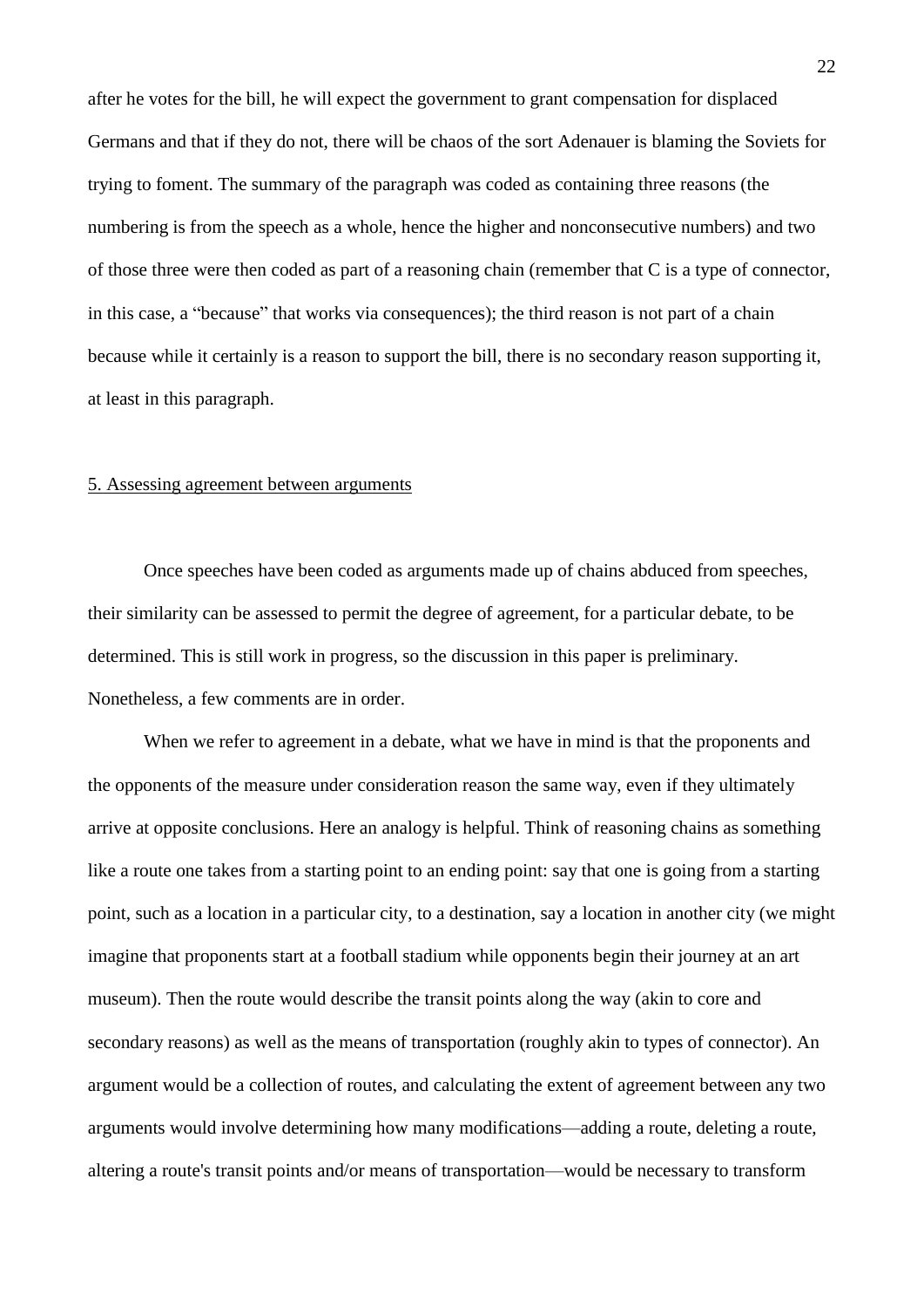after he votes for the bill, he will expect the government to grant compensation for displaced Germans and that if they do not, there will be chaos of the sort Adenauer is blaming the Soviets for trying to foment. The summary of the paragraph was coded as containing three reasons (the numbering is from the speech as a whole, hence the higher and nonconsecutive numbers) and two of those three were then coded as part of a reasoning chain (remember that C is a type of connector, in this case, a "because" that works via consequences); the third reason is not part of a chain because while it certainly is a reason to support the bill, there is no secondary reason supporting it, at least in this paragraph.

## 5. Assessing agreement between arguments

Once speeches have been coded as arguments made up of chains abduced from speeches, their similarity can be assessed to permit the degree of agreement, for a particular debate, to be determined. This is still work in progress, so the discussion in this paper is preliminary. Nonetheless, a few comments are in order.

When we refer to agreement in a debate, what we have in mind is that the proponents and the opponents of the measure under consideration reason the same way, even if they ultimately arrive at opposite conclusions. Here an analogy is helpful. Think of reasoning chains as something like a route one takes from a starting point to an ending point: say that one is going from a starting point, such as a location in a particular city, to a destination, say a location in another city (we might imagine that proponents start at a football stadium while opponents begin their journey at an art museum). Then the route would describe the transit points along the way (akin to core and secondary reasons) as well as the means of transportation (roughly akin to types of connector). An argument would be a collection of routes, and calculating the extent of agreement between any two arguments would involve determining how many modifications—adding a route, deleting a route, altering a route's transit points and/or means of transportation—would be necessary to transform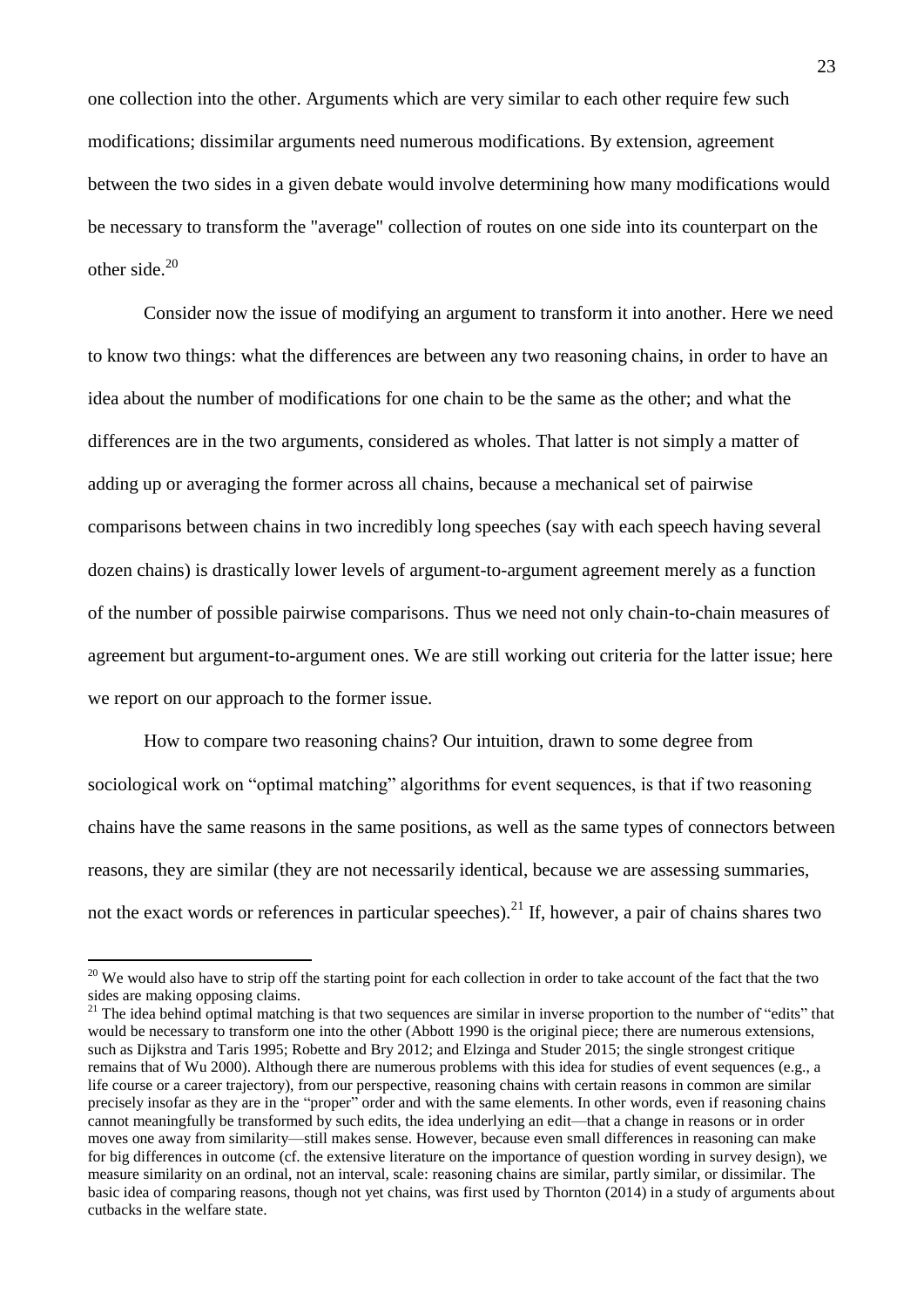one collection into the other. Arguments which are very similar to each other require few such modifications; dissimilar arguments need numerous modifications. By extension, agreement between the two sides in a given debate would involve determining how many modifications would be necessary to transform the "average" collection of routes on one side into its counterpart on the other side.[20]

Consider now the issue of modifying an argument to transform it into another. Here we need to know two things: what the differences are between any two reasoning chains, in order to have an idea about the number of modifications for one chain to be the same as the other; and what the differences are in the two arguments, considered as wholes. That latter is not simply a matter of adding up or averaging the former across all chains, because a mechanical set of pairwise comparisons between chains in two incredibly long speeches (say with each speech having several dozen chains) is drastically lower levels of argument-to-argument agreement merely as a function of the number of possible pairwise comparisons. Thus we need not only chain-to-chain measures of agreement but argument-to-argument ones. We are still working out criteria for the latter issue; here we report on our approach to the former issue.

How to compare two reasoning chains? Our intuition, drawn to some degree from sociological work on "optimal matching" algorithms for event sequences, is that if two reasoning chains have the same reasons in the same positions, as well as the same types of connectors between reasons, they are similar (they are not necessarily identical, because we are assessing summaries, not the exact words or references in particular speeches).[21] If, however, a pair of chains shares two

---

[20] We would also have to strip off the starting point for each collection in order to take account of the fact that the two sides are making opposing claims.

[21] The idea behind optimal matching is that two sequences are similar in inverse proportion to the number of "edits" that would be necessary to transform one into the other (Abbott 1990 is the original piece; there are numerous extensions, such as Dijkstra and Taris 1995; Robette and Bry 2012; and Elzinga and Studer 2015; the single strongest critique remains that of Wu 2000). Although there are numerous problems with this idea for studies of event sequences (e.g., a life course or a career trajectory), from our perspective, reasoning chains with certain reasons in common are similar precisely insofar as they are in the "proper" order and with the same elements. In other words, even if reasoning chains cannot meaningfully be transformed by such edits, the idea underlying an edit—that a change in reasons or in order moves one away from similarity—still makes sense. However, because even small differences in reasoning can make for big differences in outcome (cf. the extensive literature on the importance of question wording in survey design), we measure similarity on an ordinal, not an interval, scale: reasoning chains are similar, partly similar, or dissimilar. The basic idea of comparing reasons, though not yet chains, was first used by Thornton (2014) in a study of arguments about cutbacks in the welfare state.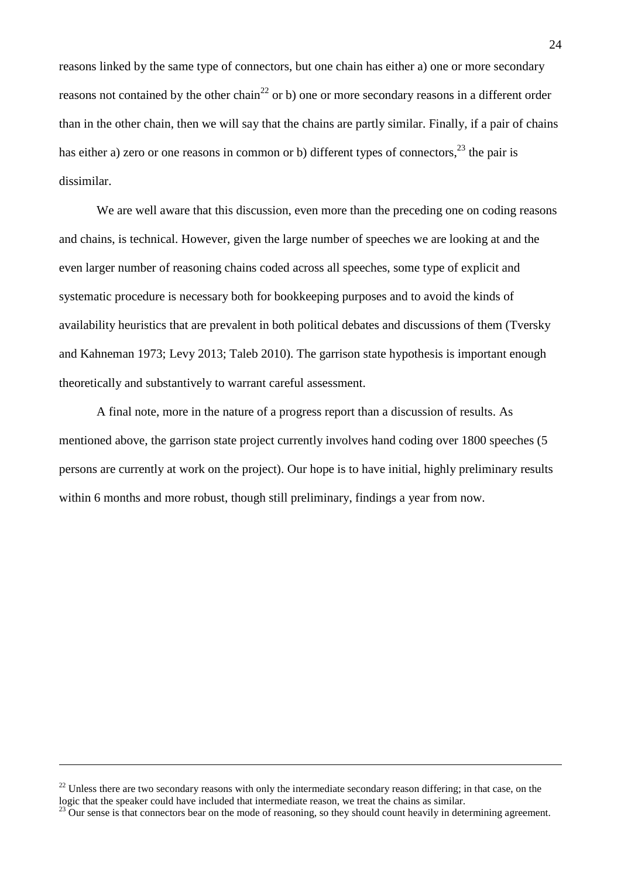reasons linked by the same type of connectors, but one chain has either a) one or more secondary reasons not contained by the other chain[22] or b) one or more secondary reasons in a different order than in the other chain, then we will say that the chains are partly similar. Finally, if a pair of chains has either a) zero or one reasons in common or b) different types of connectors,[23] the pair is dissimilar.

We are well aware that this discussion, even more than the preceding one on coding reasons and chains, is technical. However, given the large number of speeches we are looking at and the even larger number of reasoning chains coded across all speeches, some type of explicit and systematic procedure is necessary both for bookkeeping purposes and to avoid the kinds of availability heuristics that are prevalent in both political debates and discussions of them (Tversky and Kahneman 1973; Levy 2013; Taleb 2010). The garrison state hypothesis is important enough theoretically and substantively to warrant careful assessment.

A final note, more in the nature of a progress report than a discussion of results. As mentioned above, the garrison state project currently involves hand coding over 1800 speeches (5 persons are currently at work on the project). Our hope is to have initial, highly preliminary results within 6 months and more robust, though still preliminary, findings a year from now.

---

[22] Unless there are two secondary reasons with only the intermediate secondary reason differing; in that case, on the logic that the speaker could have included that intermediate reason, we treat the chains as similar.

[23] Our sense is that connectors bear on the mode of reasoning, so they should count heavily in determining agreement.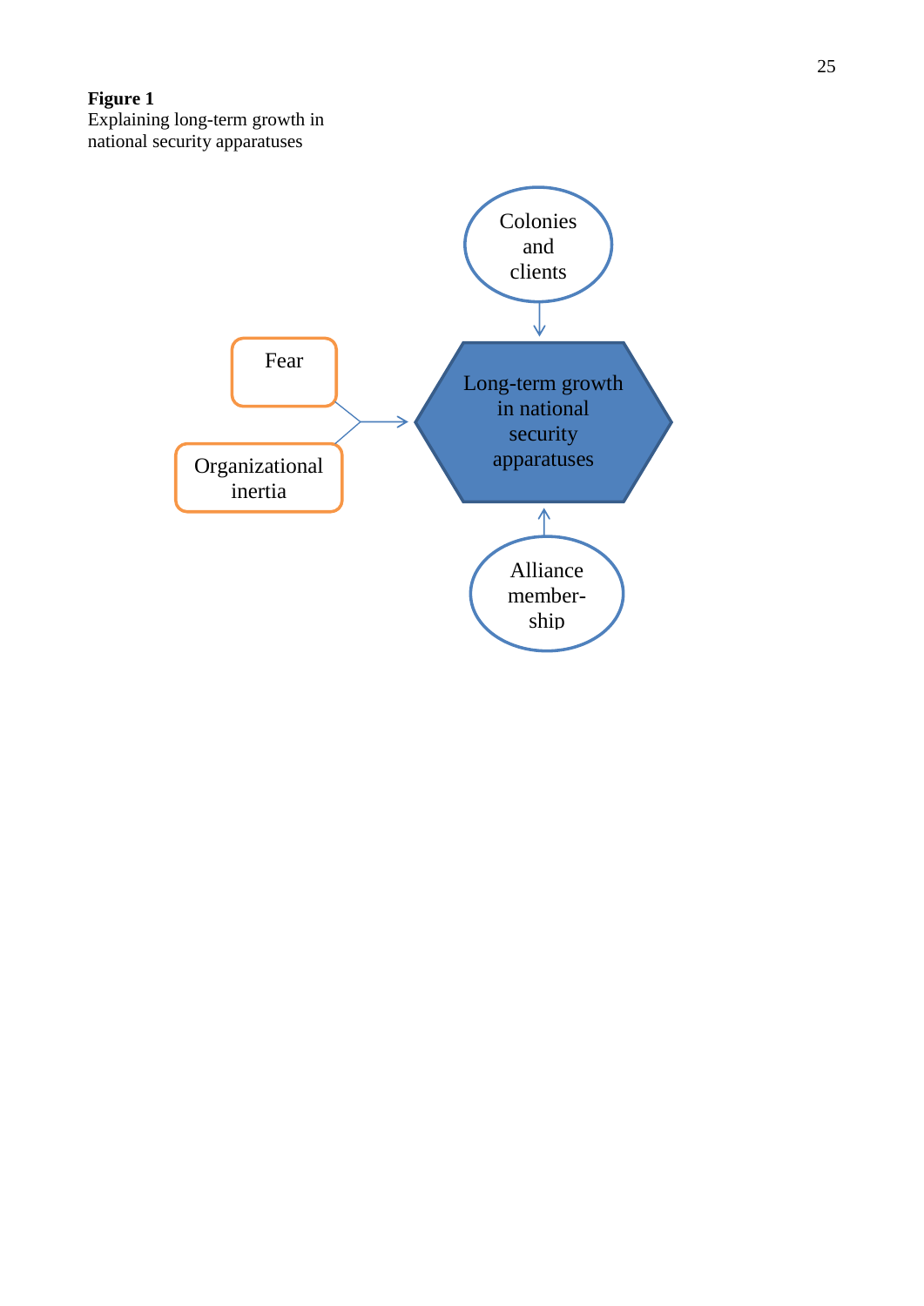**Figure 1**
Explaining long-term growth in national security apparatuses

Colonies and clients

Fear

Long-term growth in national security apparatuses

Organizational inertia

Alliance member-ship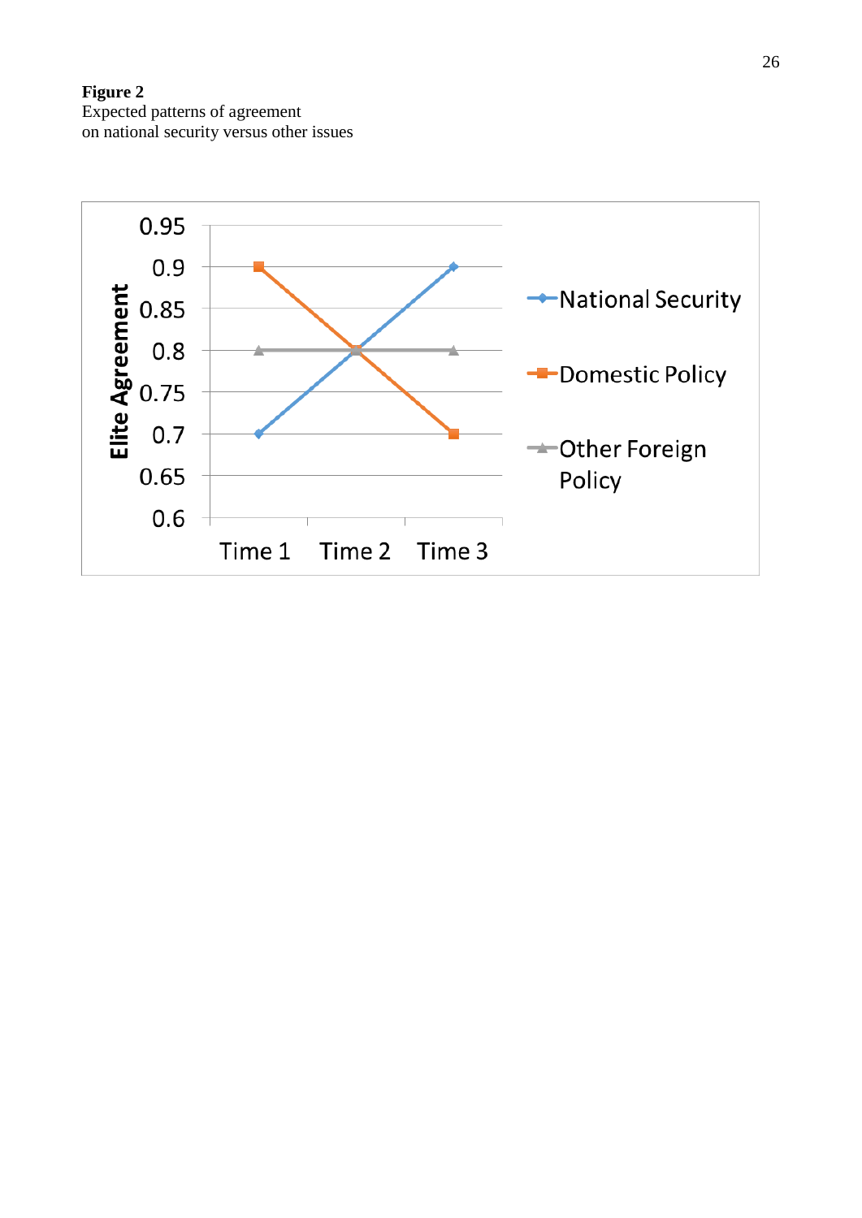**Figure 2**
Expected patterns of agreement
on national security versus other issues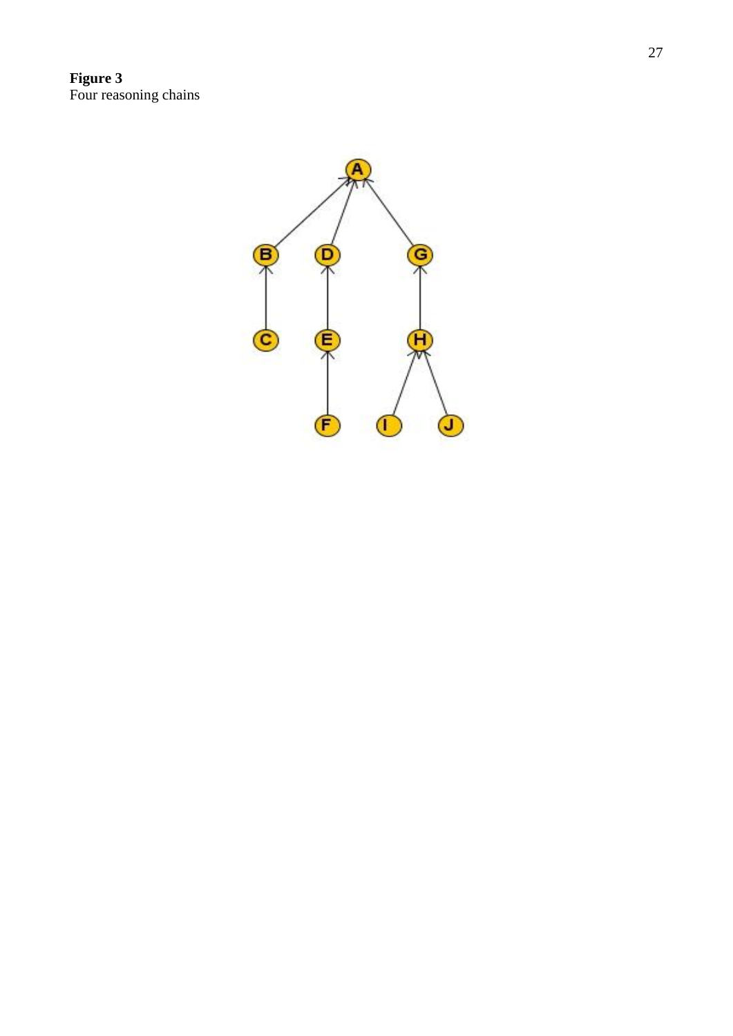**Figure 3**
Four reasoning chains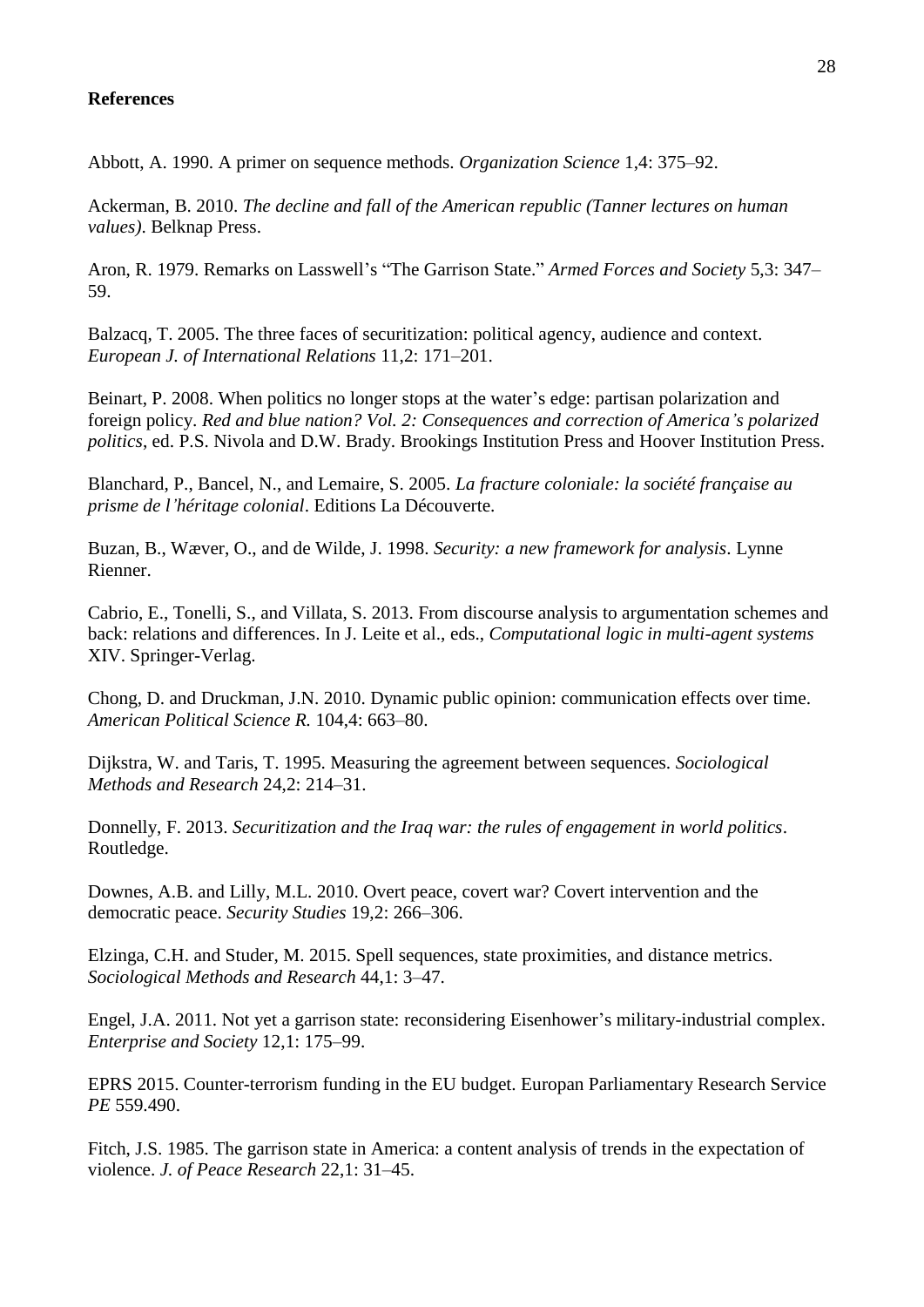**References**

Abbott, A. 1990. A primer on sequence methods. *Organization Science* 1,4: 375–92.

Ackerman, B. 2010. *The decline and fall of the American republic (Tanner lectures on human values)*. Belknap Press.

Aron, R. 1979. Remarks on Lasswell's "The Garrison State." *Armed Forces and Society* 5,3: 347–59.

Balzacq, T. 2005. The three faces of securitization: political agency, audience and context. *European J. of International Relations* 11,2: 171–201.

Beinart, P. 2008. When politics no longer stops at the water's edge: partisan polarization and foreign policy. *Red and blue nation? Vol. 2: Consequences and correction of America's polarized politics*, ed. P.S. Nivola and D.W. Brady. Brookings Institution Press and Hoover Institution Press.

Blanchard, P., Bancel, N., and Lemaire, S. 2005. *La fracture coloniale: la société française au prisme de l'héritage colonial*. Editions La Découverte.

Buzan, B., Wæver, O., and de Wilde, J. 1998. *Security: a new framework for analysis*. Lynne Rienner.

Cabrio, E., Tonelli, S., and Villata, S. 2013. From discourse analysis to argumentation schemes and back: relations and differences. In J. Leite et al., eds., *Computational logic in multi-agent systems* XIV. Springer-Verlag.

Chong, D. and Druckman, J.N. 2010. Dynamic public opinion: communication effects over time. *American Political Science R.* 104,4: 663–80.

Dijkstra, W. and Taris, T. 1995. Measuring the agreement between sequences. *Sociological Methods and Research* 24,2: 214–31.

Donnelly, F. 2013. *Securitization and the Iraq war: the rules of engagement in world politics*. Routledge.

Downes, A.B. and Lilly, M.L. 2010. Overt peace, covert war? Covert intervention and the democratic peace. *Security Studies* 19,2: 266–306.

Elzinga, C.H. and Studer, M. 2015. Spell sequences, state proximities, and distance metrics. *Sociological Methods and Research* 44,1: 3–47.

Engel, J.A. 2011. Not yet a garrison state: reconsidering Eisenhower's military-industrial complex. *Enterprise and Society* 12,1: 175–99.

EPRS 2015. Counter-terrorism funding in the EU budget. Europan Parliamentary Research Service *PE* 559.490.

Fitch, J.S. 1985. The garrison state in America: a content analysis of trends in the expectation of violence. *J. of Peace Research* 22,1: 31–45.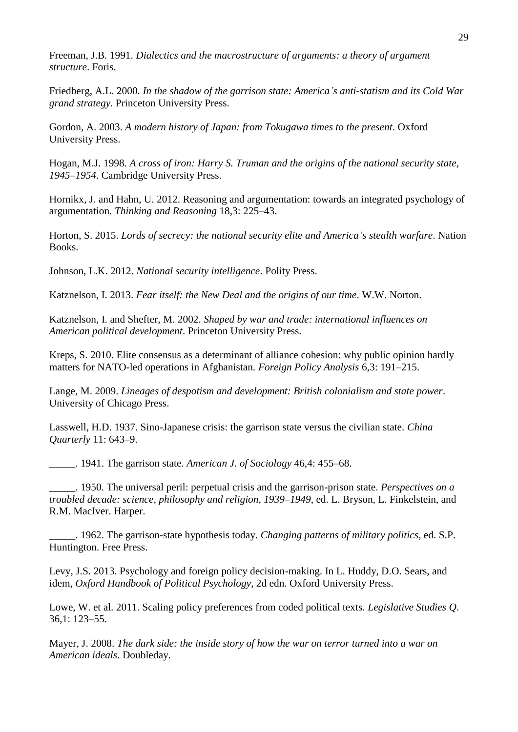Freeman, J.B. 1991. *Dialectics and the macrostructure of arguments: a theory of argument structure*. Foris.

Friedberg, A.L. 2000. *In the shadow of the garrison state: America's anti-statism and its Cold War grand strategy*. Princeton University Press.

Gordon, A. 2003. *A modern history of Japan: from Tokugawa times to the present*. Oxford University Press.

Hogan, M.J. 1998. *A cross of iron: Harry S. Truman and the origins of the national security state, 1945–1954*. Cambridge University Press.

Hornikx, J. and Hahn, U. 2012. Reasoning and argumentation: towards an integrated psychology of argumentation. *Thinking and Reasoning* 18,3: 225–43.

Horton, S. 2015. *Lords of secrecy: the national security elite and America's stealth warfare*. Nation Books.

Johnson, L.K. 2012. *National security intelligence*. Polity Press.

Katznelson, I. 2013. *Fear itself: the New Deal and the origins of our time*. W.W. Norton.

Katznelson, I. and Shefter, M. 2002. *Shaped by war and trade: international influences on American political development*. Princeton University Press.

Kreps, S. 2010. Elite consensus as a determinant of alliance cohesion: why public opinion hardly matters for NATO-led operations in Afghanistan. *Foreign Policy Analysis* 6,3: 191–215.

Lange, M. 2009. *Lineages of despotism and development: British colonialism and state power*. University of Chicago Press.

Lasswell, H.D. 1937. Sino-Japanese crisis: the garrison state versus the civilian state. *China Quarterly* 11: 643–9.

_____. 1941. The garrison state. *American J. of Sociology* 46,4: 455–68.

_____. 1950. The universal peril: perpetual crisis and the garrison-prison state. *Perspectives on a troubled decade: science, philosophy and religion, 1939–1949*, ed. L. Bryson, L. Finkelstein, and R.M. MacIver. Harper.

_____. 1962. The garrison-state hypothesis today. *Changing patterns of military politics*, ed. S.P. Huntington. Free Press.

Levy, J.S. 2013. Psychology and foreign policy decision-making. In L. Huddy, D.O. Sears, and idem, *Oxford Handbook of Political Psychology*, 2d edn. Oxford University Press.

Lowe, W. et al. 2011. Scaling policy preferences from coded political texts. *Legislative Studies Q*. 36,1: 123–55.

Mayer, J. 2008. *The dark side: the inside story of how the war on terror turned into a war on American ideals*. Doubleday.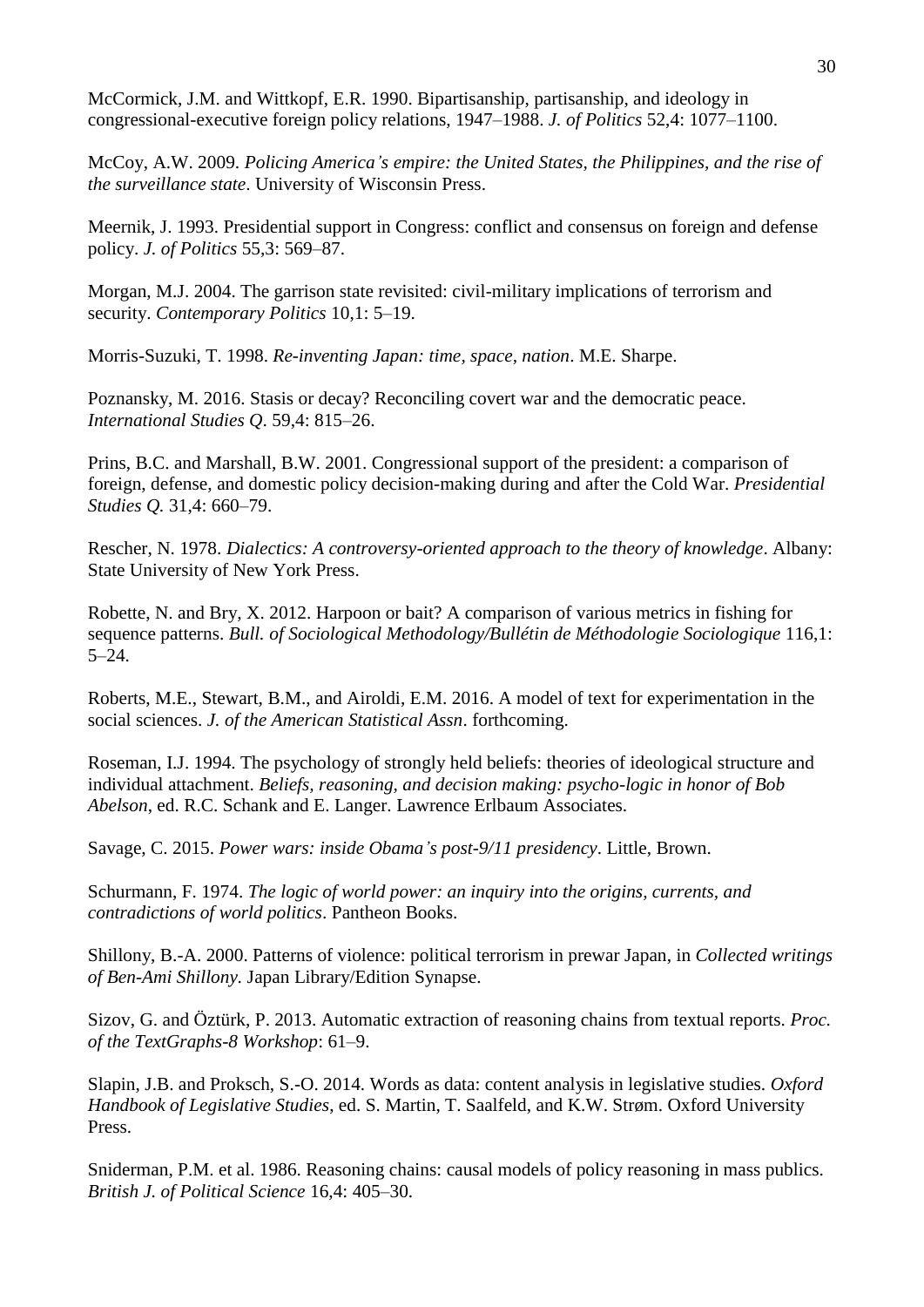McCormick, J.M. and Wittkopf, E.R. 1990. Bipartisanship, partisanship, and ideology in congressional-executive foreign policy relations, 1947–1988. *J. of Politics* 52,4: 1077–1100.

McCoy, A.W. 2009. *Policing America's empire: the United States, the Philippines, and the rise of the surveillance state*. University of Wisconsin Press.

Meernik, J. 1993. Presidential support in Congress: conflict and consensus on foreign and defense policy. *J. of Politics* 55,3: 569–87.

Morgan, M.J. 2004. The garrison state revisited: civil-military implications of terrorism and security. *Contemporary Politics* 10,1: 5–19.

Morris-Suzuki, T. 1998. *Re-inventing Japan: time, space, nation*. M.E. Sharpe.

Poznansky, M. 2016. Stasis or decay? Reconciling covert war and the democratic peace. *International Studies Q*. 59,4: 815–26.

Prins, B.C. and Marshall, B.W. 2001. Congressional support of the president: a comparison of foreign, defense, and domestic policy decision-making during and after the Cold War. *Presidential Studies Q.* 31,4: 660–79.

Rescher, N. 1978. *Dialectics: A controversy-oriented approach to the theory of knowledge*. Albany: State University of New York Press.

Robette, N. and Bry, X. 2012. Harpoon or bait? A comparison of various metrics in fishing for sequence patterns. *Bull. of Sociological Methodology/Bullétin de Méthodologie Sociologique* 116,1: 5–24.

Roberts, M.E., Stewart, B.M., and Airoldi, E.M. 2016. A model of text for experimentation in the social sciences. *J. of the American Statistical Assn*. forthcoming.

Roseman, I.J. 1994. The psychology of strongly held beliefs: theories of ideological structure and individual attachment. *Beliefs, reasoning, and decision making: psycho-logic in honor of Bob Abelson*, ed. R.C. Schank and E. Langer. Lawrence Erlbaum Associates.

Savage, C. 2015. *Power wars: inside Obama's post-9/11 presidency*. Little, Brown.

Schurmann, F. 1974. *The logic of world power: an inquiry into the origins, currents, and contradictions of world politics*. Pantheon Books.

Shillony, B.-A. 2000. Patterns of violence: political terrorism in prewar Japan, in *Collected writings of Ben-Ami Shillony*. Japan Library/Edition Synapse.

Sizov, G. and Öztürk, P. 2013. Automatic extraction of reasoning chains from textual reports. *Proc. of the TextGraphs-8 Workshop*: 61–9.

Slapin, J.B. and Proksch, S.-O. 2014. Words as data: content analysis in legislative studies. *Oxford Handbook of Legislative Studies*, ed. S. Martin, T. Saalfeld, and K.W. Strøm. Oxford University Press.

Sniderman, P.M. et al. 1986. Reasoning chains: causal models of policy reasoning in mass publics. *British J. of Political Science* 16,4: 405–30.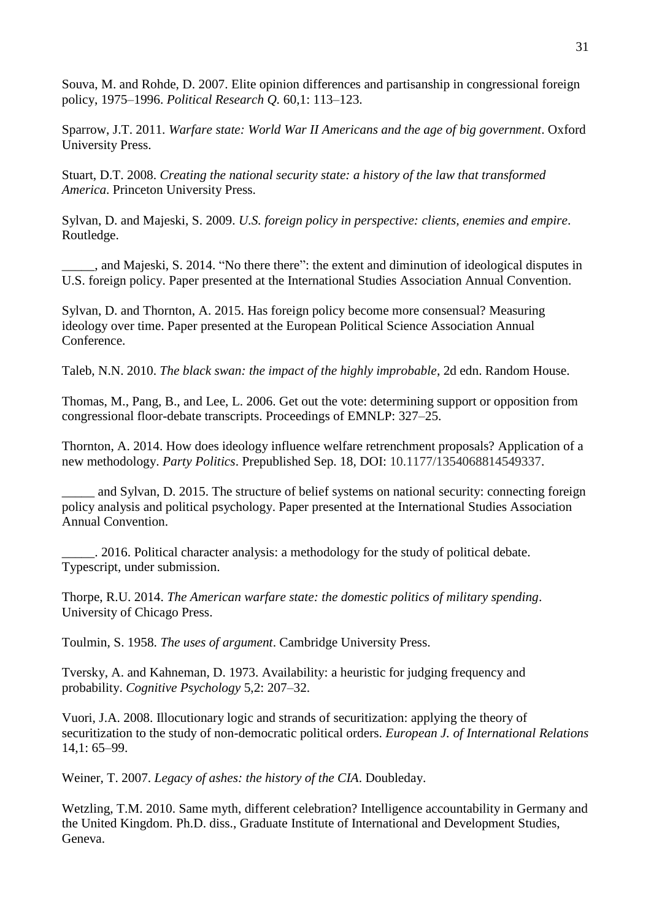Souva, M. and Rohde, D. 2007. Elite opinion differences and partisanship in congressional foreign policy, 1975–1996. *Political Research Q.* 60,1: 113–123.

Sparrow, J.T. 2011. *Warfare state: World War II Americans and the age of big government*. Oxford University Press.

Stuart, D.T. 2008. *Creating the national security state: a history of the law that transformed America*. Princeton University Press.

Sylvan, D. and Majeski, S. 2009. *U.S. foreign policy in perspective: clients, enemies and empire*. Routledge.

_____, and Majeski, S. 2014. "No there there": the extent and diminution of ideological disputes in U.S. foreign policy. Paper presented at the International Studies Association Annual Convention.

Sylvan, D. and Thornton, A. 2015. Has foreign policy become more consensual? Measuring ideology over time. Paper presented at the European Political Science Association Annual Conference.

Taleb, N.N. 2010. *The black swan: the impact of the highly improbable*, 2d edn. Random House.

Thomas, M., Pang, B., and Lee, L. 2006. Get out the vote: determining support or opposition from congressional floor-debate transcripts. Proceedings of EMNLP: 327–25.

Thornton, A. 2014. How does ideology influence welfare retrenchment proposals? Application of a new methodology. *Party Politics*. Prepublished Sep. 18, DOI: 10.1177/1354068814549337.

_____ and Sylvan, D. 2015. The structure of belief systems on national security: connecting foreign policy analysis and political psychology. Paper presented at the International Studies Association Annual Convention.

_____. 2016. Political character analysis: a methodology for the study of political debate. Typescript, under submission.

Thorpe, R.U. 2014. *The American warfare state: the domestic politics of military spending*. University of Chicago Press.

Toulmin, S. 1958. *The uses of argument*. Cambridge University Press.

Tversky, A. and Kahneman, D. 1973. Availability: a heuristic for judging frequency and probability. *Cognitive Psychology* 5,2: 207–32.

Vuori, J.A. 2008. Illocutionary logic and strands of securitization: applying the theory of securitization to the study of non-democratic political orders. *European J. of International Relations* 14,1: 65–99.

Weiner, T. 2007. *Legacy of ashes: the history of the CIA*. Doubleday.

Wetzling, T.M. 2010. Same myth, different celebration? Intelligence accountability in Germany and the United Kingdom. Ph.D. diss., Graduate Institute of International and Development Studies, Geneva.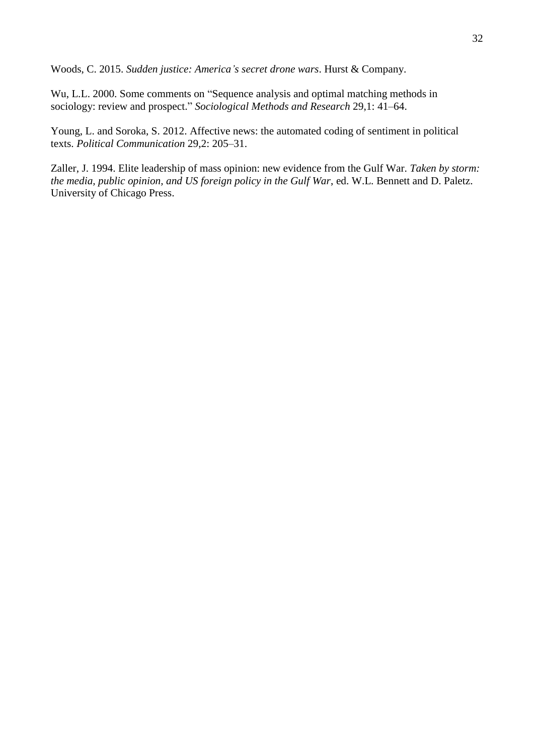Woods, C. 2015. *Sudden justice: America's secret drone wars*. Hurst & Company.

Wu, L.L. 2000. Some comments on "Sequence analysis and optimal matching methods in sociology: review and prospect." *Sociological Methods and Research* 29,1: 41–64.

Young, L. and Soroka, S. 2012. Affective news: the automated coding of sentiment in political texts. *Political Communication* 29,2: 205–31.

Zaller, J. 1994. Elite leadership of mass opinion: new evidence from the Gulf War. *Taken by storm: the media, public opinion, and US foreign policy in the Gulf War*, ed. W.L. Bennett and D. Paletz. University of Chicago Press.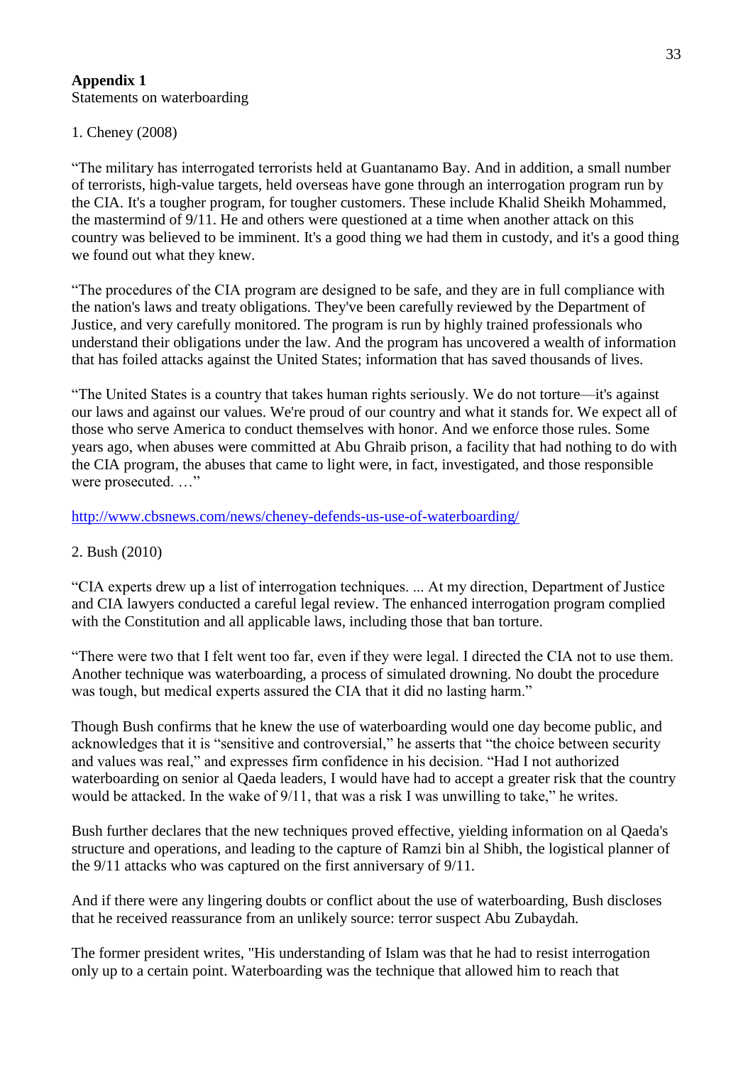**Appendix 1**
Statements on waterboarding

1. Cheney (2008)

"The military has interrogated terrorists held at Guantanamo Bay. And in addition, a small number of terrorists, high-value targets, held overseas have gone through an interrogation program run by the CIA. It's a tougher program, for tougher customers. These include Khalid Sheikh Mohammed, the mastermind of 9/11. He and others were questioned at a time when another attack on this country was believed to be imminent. It's a good thing we had them in custody, and it's a good thing we found out what they knew.

"The procedures of the CIA program are designed to be safe, and they are in full compliance with the nation's laws and treaty obligations. They've been carefully reviewed by the Department of Justice, and very carefully monitored. The program is run by highly trained professionals who understand their obligations under the law. And the program has uncovered a wealth of information that has foiled attacks against the United States; information that has saved thousands of lives.

"The United States is a country that takes human rights seriously. We do not torture—it's against our laws and against our values. We're proud of our country and what it stands for. We expect all of those who serve America to conduct themselves with honor. And we enforce those rules. Some years ago, when abuses were committed at Abu Ghraib prison, a facility that had nothing to do with the CIA program, the abuses that came to light were, in fact, investigated, and those responsible were prosecuted. …"

http://www.cbsnews.com/news/cheney-defends-us-use-of-waterboarding/

2. Bush (2010)

"CIA experts drew up a list of interrogation techniques. ... At my direction, Department of Justice and CIA lawyers conducted a careful legal review. The enhanced interrogation program complied with the Constitution and all applicable laws, including those that ban torture.

"There were two that I felt went too far, even if they were legal. I directed the CIA not to use them. Another technique was waterboarding, a process of simulated drowning. No doubt the procedure was tough, but medical experts assured the CIA that it did no lasting harm."

Though Bush confirms that he knew the use of waterboarding would one day become public, and acknowledges that it is "sensitive and controversial," he asserts that "the choice between security and values was real," and expresses firm confidence in his decision. "Had I not authorized waterboarding on senior al Qaeda leaders, I would have had to accept a greater risk that the country would be attacked. In the wake of 9/11, that was a risk I was unwilling to take," he writes.

Bush further declares that the new techniques proved effective, yielding information on al Qaeda's structure and operations, and leading to the capture of Ramzi bin al Shibh, the logistical planner of the 9/11 attacks who was captured on the first anniversary of 9/11.

And if there were any lingering doubts or conflict about the use of waterboarding, Bush discloses that he received reassurance from an unlikely source: terror suspect Abu Zubaydah.

The former president writes, "His understanding of Islam was that he had to resist interrogation only up to a certain point. Waterboarding was the technique that allowed him to reach that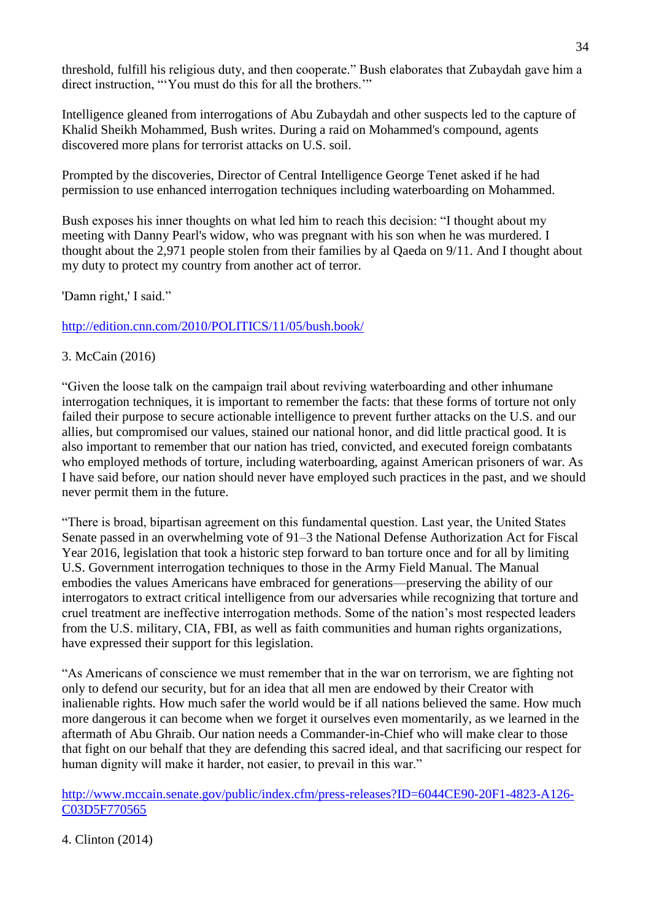threshold, fulfill his religious duty, and then cooperate." Bush elaborates that Zubaydah gave him a direct instruction, "'You must do this for all the brothers.'"

Intelligence gleaned from interrogations of Abu Zubaydah and other suspects led to the capture of Khalid Sheikh Mohammed, Bush writes. During a raid on Mohammed's compound, agents discovered more plans for terrorist attacks on U.S. soil.

Prompted by the discoveries, Director of Central Intelligence George Tenet asked if he had permission to use enhanced interrogation techniques including waterboarding on Mohammed.

Bush exposes his inner thoughts on what led him to reach this decision: "I thought about my meeting with Danny Pearl's widow, who was pregnant with his son when he was murdered. I thought about the 2,971 people stolen from their families by al Qaeda on 9/11. And I thought about my duty to protect my country from another act of terror.

'Damn right,' I said."

http://edition.cnn.com/2010/POLITICS/11/05/bush.book/

3. McCain (2016)

"Given the loose talk on the campaign trail about reviving waterboarding and other inhumane interrogation techniques, it is important to remember the facts: that these forms of torture not only failed their purpose to secure actionable intelligence to prevent further attacks on the U.S. and our allies, but compromised our values, stained our national honor, and did little practical good. It is also important to remember that our nation has tried, convicted, and executed foreign combatants who employed methods of torture, including waterboarding, against American prisoners of war. As I have said before, our nation should never have employed such practices in the past, and we should never permit them in the future.

"There is broad, bipartisan agreement on this fundamental question. Last year, the United States Senate passed in an overwhelming vote of 91–3 the National Defense Authorization Act for Fiscal Year 2016, legislation that took a historic step forward to ban torture once and for all by limiting U.S. Government interrogation techniques to those in the Army Field Manual. The Manual embodies the values Americans have embraced for generations—preserving the ability of our interrogators to extract critical intelligence from our adversaries while recognizing that torture and cruel treatment are ineffective interrogation methods. Some of the nation's most respected leaders from the U.S. military, CIA, FBI, as well as faith communities and human rights organizations, have expressed their support for this legislation.

"As Americans of conscience we must remember that in the war on terrorism, we are fighting not only to defend our security, but for an idea that all men are endowed by their Creator with inalienable rights. How much safer the world would be if all nations believed the same. How much more dangerous it can become when we forget it ourselves even momentarily, as we learned in the aftermath of Abu Ghraib. Our nation needs a Commander-in-Chief who will make clear to those that fight on our behalf that they are defending this sacred ideal, and that sacrificing our respect for human dignity will make it harder, not easier, to prevail in this war."

http://www.mccain.senate.gov/public/index.cfm/press-releases?ID=6044CE90-20F1-4823-A126-C03D5F770565

4. Clinton (2014)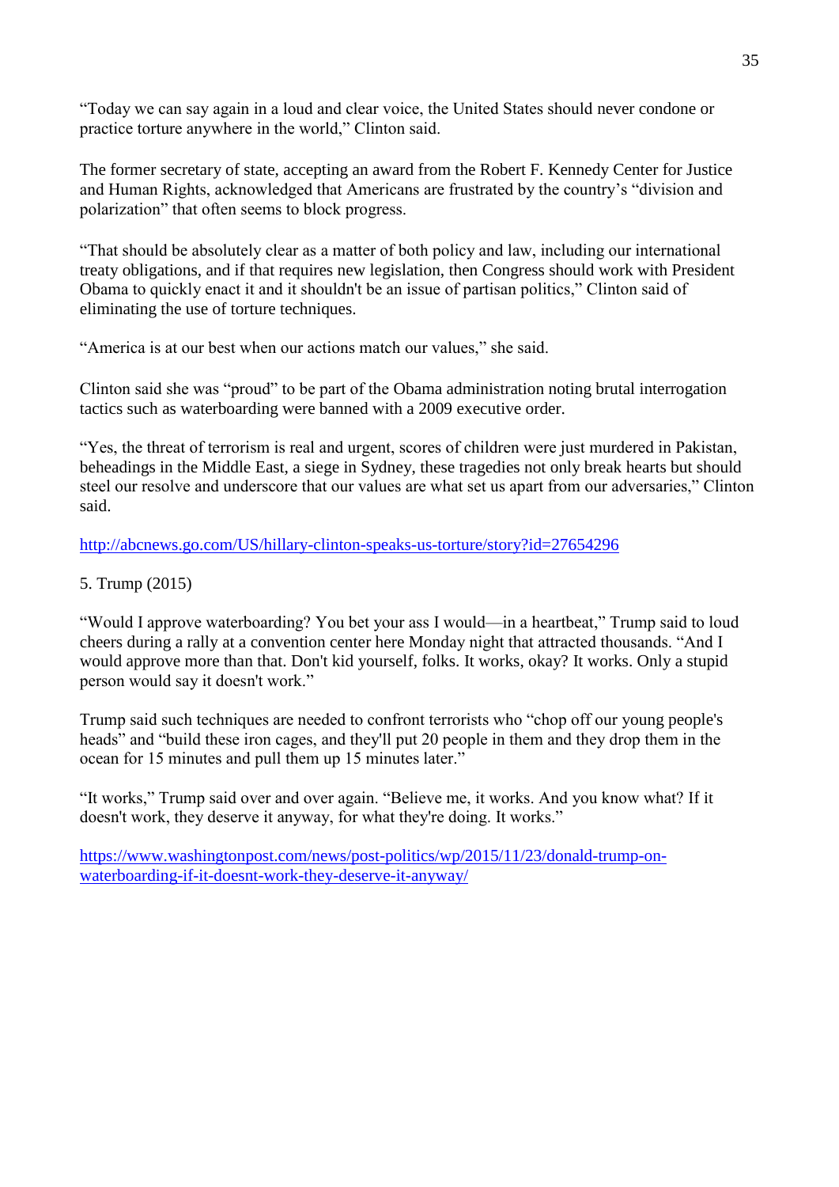"Today we can say again in a loud and clear voice, the United States should never condone or practice torture anywhere in the world," Clinton said.

The former secretary of state, accepting an award from the Robert F. Kennedy Center for Justice and Human Rights, acknowledged that Americans are frustrated by the country's "division and polarization" that often seems to block progress.

"That should be absolutely clear as a matter of both policy and law, including our international treaty obligations, and if that requires new legislation, then Congress should work with President Obama to quickly enact it and it shouldn't be an issue of partisan politics," Clinton said of eliminating the use of torture techniques.

"America is at our best when our actions match our values," she said.

Clinton said she was "proud" to be part of the Obama administration noting brutal interrogation tactics such as waterboarding were banned with a 2009 executive order.

"Yes, the threat of terrorism is real and urgent, scores of children were just murdered in Pakistan, beheadings in the Middle East, a siege in Sydney, these tragedies not only break hearts but should steel our resolve and underscore that our values are what set us apart from our adversaries," Clinton said.

http://abcnews.go.com/US/hillary-clinton-speaks-us-torture/story?id=27654296

5. Trump (2015)

"Would I approve waterboarding? You bet your ass I would—in a heartbeat," Trump said to loud cheers during a rally at a convention center here Monday night that attracted thousands. "And I would approve more than that. Don't kid yourself, folks. It works, okay? It works. Only a stupid person would say it doesn't work."

Trump said such techniques are needed to confront terrorists who "chop off our young people's heads" and "build these iron cages, and they'll put 20 people in them and they drop them in the ocean for 15 minutes and pull them up 15 minutes later."

"It works," Trump said over and over again. "Believe me, it works. And you know what? If it doesn't work, they deserve it anyway, for what they're doing. It works."

https://www.washingtonpost.com/news/post-politics/wp/2015/11/23/donald-trump-on-waterboarding-if-it-doesnt-work-they-deserve-it-anyway/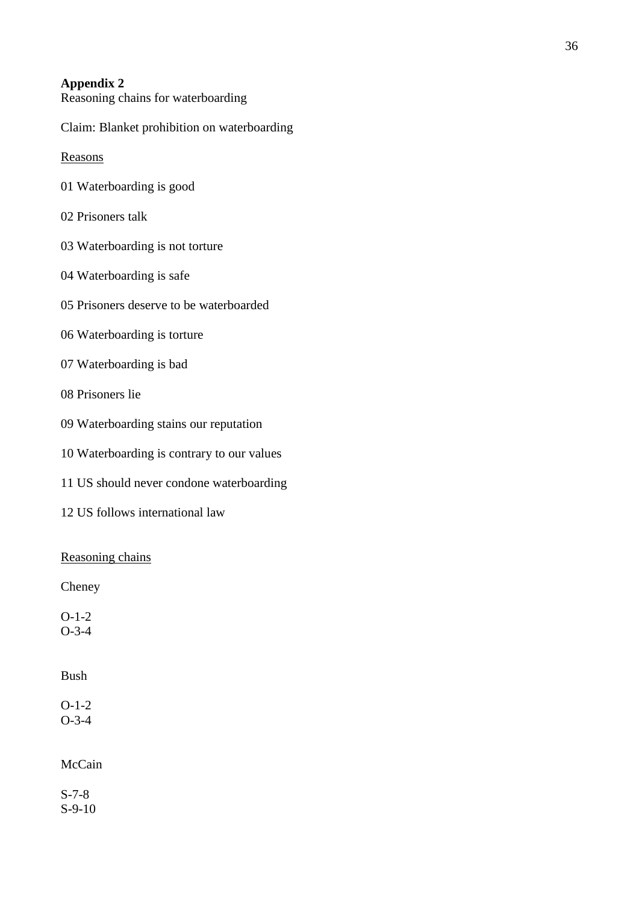**Appendix 2**

Reasoning chains for waterboarding

Claim: Blanket prohibition on waterboarding

Reasons

01 Waterboarding is good

02 Prisoners talk

03 Waterboarding is not torture

04 Waterboarding is safe

05 Prisoners deserve to be waterboarded

06 Waterboarding is torture

07 Waterboarding is bad

08 Prisoners lie

09 Waterboarding stains our reputation

10 Waterboarding is contrary to our values

11 US should never condone waterboarding

12 US follows international law

Reasoning chains

Cheney

O-1-2
O-3-4

Bush

O-1-2
O-3-4

McCain

S-7-8
S-9-10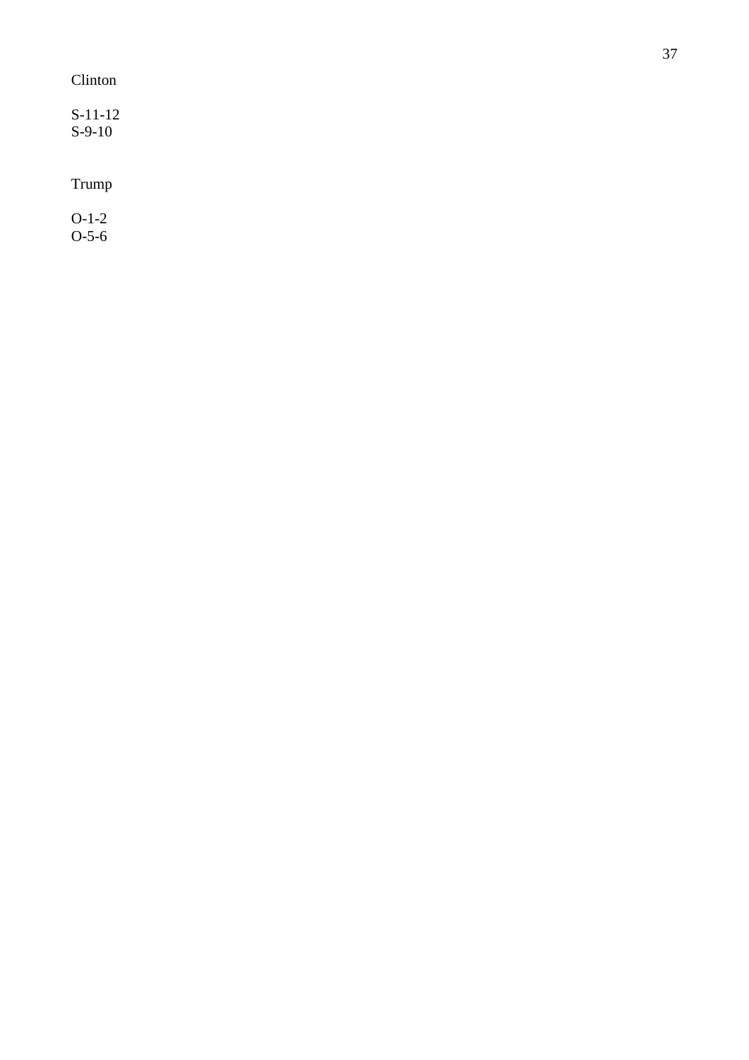Clinton

S-11-12
S-9-10

Trump

O-1-2
O-5-6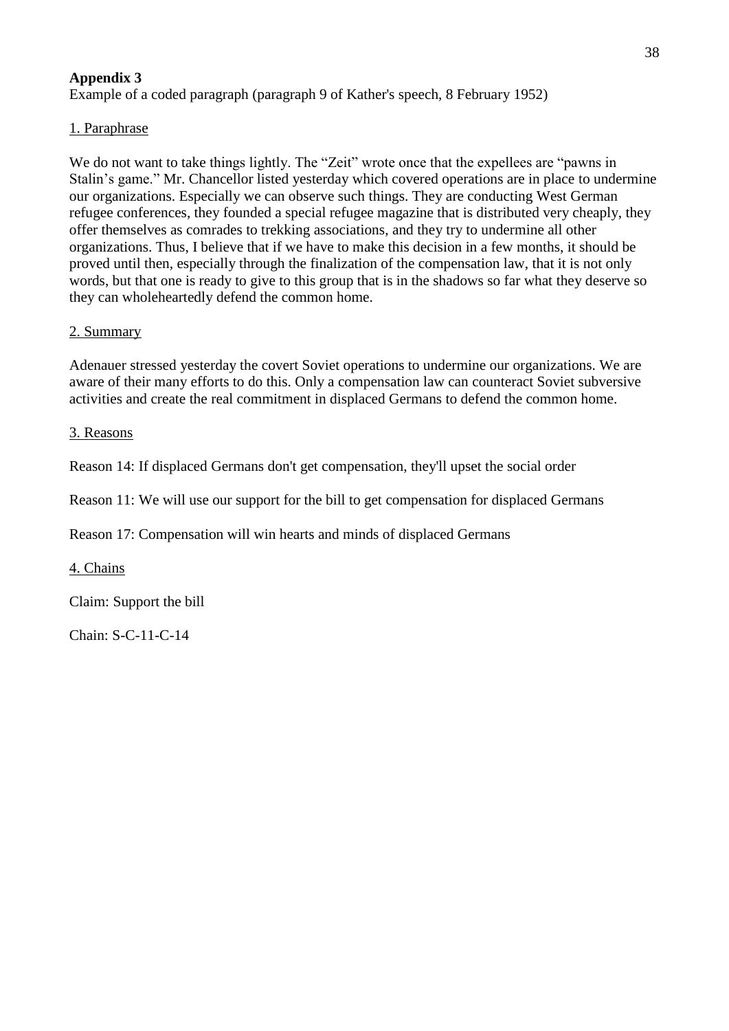**Appendix 3**

Example of a coded paragraph (paragraph 9 of Kather's speech, 8 February 1952)

1. Paraphrase

We do not want to take things lightly. The "Zeit" wrote once that the expellees are "pawns in Stalin's game." Mr. Chancellor listed yesterday which covered operations are in place to undermine our organizations. Especially we can observe such things. They are conducting West German refugee conferences, they founded a special refugee magazine that is distributed very cheaply, they offer themselves as comrades to trekking associations, and they try to undermine all other organizations. Thus, I believe that if we have to make this decision in a few months, it should be proved until then, especially through the finalization of the compensation law, that it is not only words, but that one is ready to give to this group that is in the shadows so far what they deserve so they can wholeheartedly defend the common home.

2. Summary

Adenauer stressed yesterday the covert Soviet operations to undermine our organizations. We are aware of their many efforts to do this. Only a compensation law can counteract Soviet subversive activities and create the real commitment in displaced Germans to defend the common home.

3. Reasons

Reason 14: If displaced Germans don't get compensation, they'll upset the social order

Reason 11: We will use our support for the bill to get compensation for displaced Germans

Reason 17: Compensation will win hearts and minds of displaced Germans

4. Chains

Claim: Support the bill

Chain: S-C-11-C-14